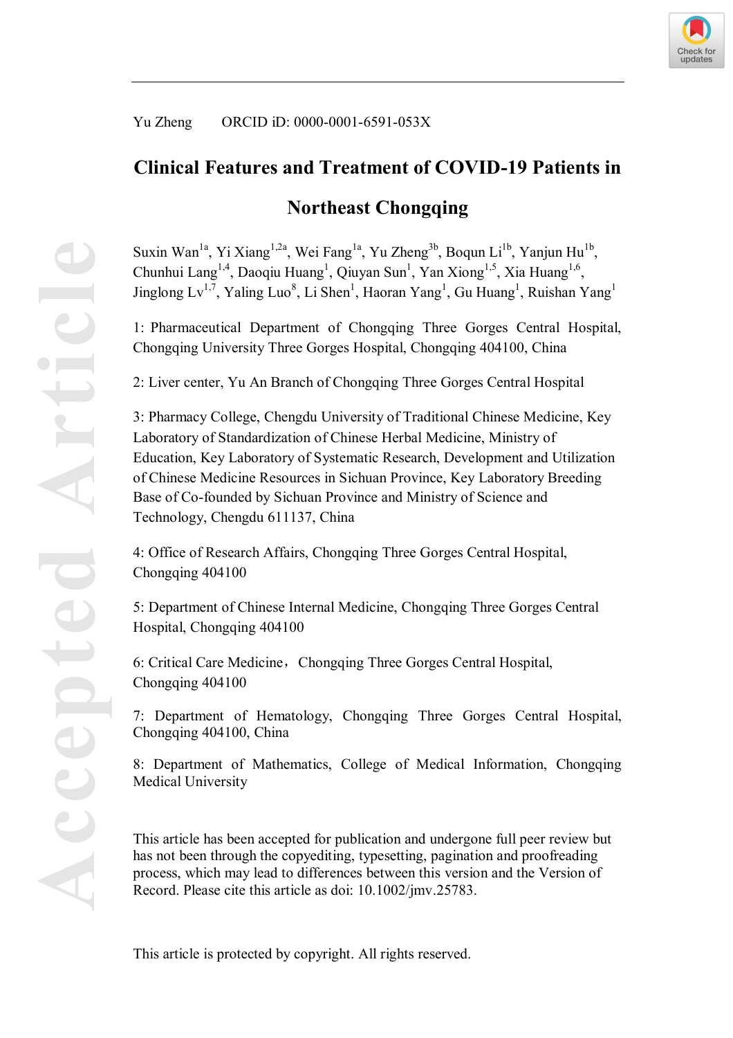Yu Zheng ORCID iD: 0000-0001-6591-053X

# Clinical Features and Treatment of COVID-19 Patients in Northeast Chongqing

Suxin Wan[1a], Yi Xiang[1,2a], Wei Fang[1a], Yu Zheng[3b], Boqun Li[1b], Yanjun Hu[1b], Chunhui Lang[1,4], Daoqiu Huang[1], Qiuyan Sun[1], Yan Xiong[1,5], Xia Huang[1,6], Jinglong Lv[1,7], Yaling Luo[8], Li Shen[1], Haoran Yang[1], Gu Huang[1], Ruishan Yang[1]

1: Pharmaceutical Department of Chongqing Three Gorges Central Hospital, Chongqing University Three Gorges Hospital, Chongqing 404100, China

2: Liver center, Yu An Branch of Chongqing Three Gorges Central Hospital

3: Pharmacy College, Chengdu University of Traditional Chinese Medicine, Key Laboratory of Standardization of Chinese Herbal Medicine, Ministry of Education, Key Laboratory of Systematic Research, Development and Utilization of Chinese Medicine Resources in Sichuan Province, Key Laboratory Breeding Base of Co-founded by Sichuan Province and Ministry of Science and Technology, Chengdu 611137, China

4: Office of Research Affairs, Chongqing Three Gorges Central Hospital, Chongqing 404100

5: Department of Chinese Internal Medicine, Chongqing Three Gorges Central Hospital, Chongqing 404100

6: Critical Care Medicine，Chongqing Three Gorges Central Hospital, Chongqing 404100

7: Department of Hematology, Chongqing Three Gorges Central Hospital, Chongqing 404100, China

8: Department of Mathematics, College of Medical Information, Chongqing Medical University

This article has been accepted for publication and undergone full peer review but has not been through the copyediting, typesetting, pagination and proofreading process, which may lead to differences between this version and the Version of Record. Please cite this article as doi: 10.1002/jmv.25783.

This article is protected by copyright. All rights reserved.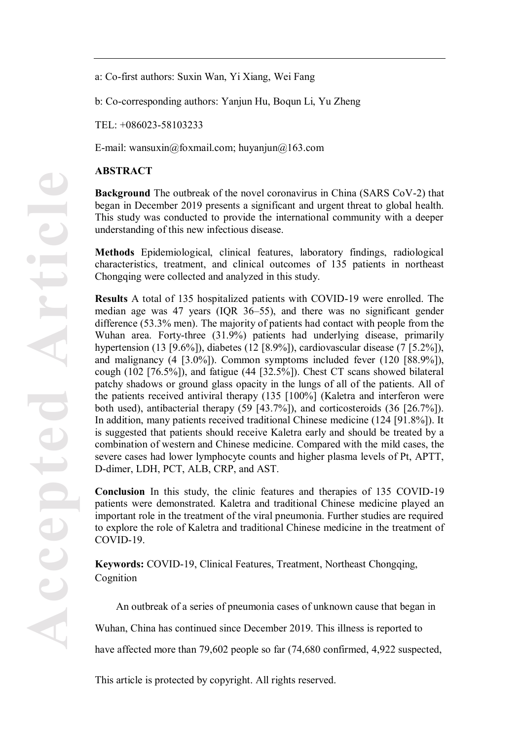a: Co-first authors: Suxin Wan, Yi Xiang, Wei Fang

b: Co-corresponding authors: Yanjun Hu, Boqun Li, Yu Zheng

TEL: +086023-58103233

E-mail: wansuxin@foxmail.com; huyanjun@163.com

## ABSTRACT

**Background** The outbreak of the novel coronavirus in China (SARS CoV-2) that began in December 2019 presents a significant and urgent threat to global health. This study was conducted to provide the international community with a deeper understanding of this new infectious disease.

**Methods** Epidemiological, clinical features, laboratory findings, radiological characteristics, treatment, and clinical outcomes of 135 patients in northeast Chongqing were collected and analyzed in this study.

**Results** A total of 135 hospitalized patients with COVID-19 were enrolled. The median age was 47 years (IQR 36–55), and there was no significant gender difference (53.3% men). The majority of patients had contact with people from the Wuhan area. Forty-three (31.9%) patients had underlying disease, primarily hypertension (13 [9.6%]), diabetes (12 [8.9%]), cardiovascular disease (7 [5.2%]), and malignancy (4 [3.0%]). Common symptoms included fever (120 [88.9%]), cough (102 [76.5%]), and fatigue (44 [32.5%]). Chest CT scans showed bilateral patchy shadows or ground glass opacity in the lungs of all of the patients. All of the patients received antiviral therapy (135 [100%] (Kaletra and interferon were both used), antibacterial therapy (59 [43.7%]), and corticosteroids (36 [26.7%]). In addition, many patients received traditional Chinese medicine (124 [91.8%]). It is suggested that patients should receive Kaletra early and should be treated by a combination of western and Chinese medicine. Compared with the mild cases, the severe cases had lower lymphocyte counts and higher plasma levels of Pt, APTT, D-dimer, LDH, PCT, ALB, CRP, and AST.

**Conclusion** In this study, the clinic features and therapies of 135 COVID-19 patients were demonstrated. Kaletra and traditional Chinese medicine played an important role in the treatment of the viral pneumonia. Further studies are required to explore the role of Kaletra and traditional Chinese medicine in the treatment of COVID-19.

**Keywords:** COVID-19, Clinical Features, Treatment, Northeast Chongqing, Cognition

An outbreak of a series of pneumonia cases of unknown cause that began in Wuhan, China has continued since December 2019. This illness is reported to have affected more than 79,602 people so far (74,680 confirmed, 4,922 suspected,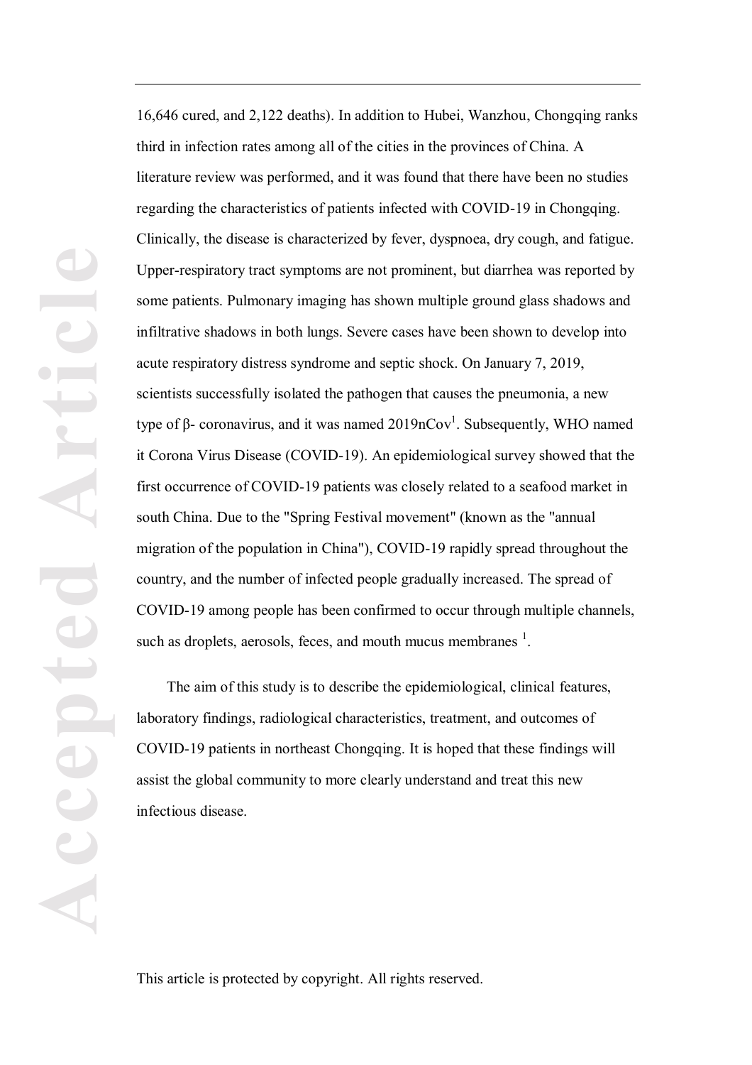16,646 cured, and 2,122 deaths). In addition to Hubei, Wanzhou, Chongqing ranks third in infection rates among all of the cities in the provinces of China. A literature review was performed, and it was found that there have been no studies regarding the characteristics of patients infected with COVID-19 in Chongqing. Clinically, the disease is characterized by fever, dyspnoea, dry cough, and fatigue. Upper-respiratory tract symptoms are not prominent, but diarrhea was reported by some patients. Pulmonary imaging has shown multiple ground glass shadows and infiltrative shadows in both lungs. Severe cases have been shown to develop into acute respiratory distress syndrome and septic shock. On January 7, 2019, scientists successfully isolated the pathogen that causes the pneumonia, a new type of β- coronavirus, and it was named 2019nCov[1]. Subsequently, WHO named it Corona Virus Disease (COVID-19). An epidemiological survey showed that the first occurrence of COVID-19 patients was closely related to a seafood market in south China. Due to the "Spring Festival movement" (known as the "annual migration of the population in China"), COVID-19 rapidly spread throughout the country, and the number of infected people gradually increased. The spread of COVID-19 among people has been confirmed to occur through multiple channels, such as droplets, aerosols, feces, and mouth mucus membranes [1].

The aim of this study is to describe the epidemiological, clinical features, laboratory findings, radiological characteristics, treatment, and outcomes of COVID-19 patients in northeast Chongqing. It is hoped that these findings will assist the global community to more clearly understand and treat this new infectious disease.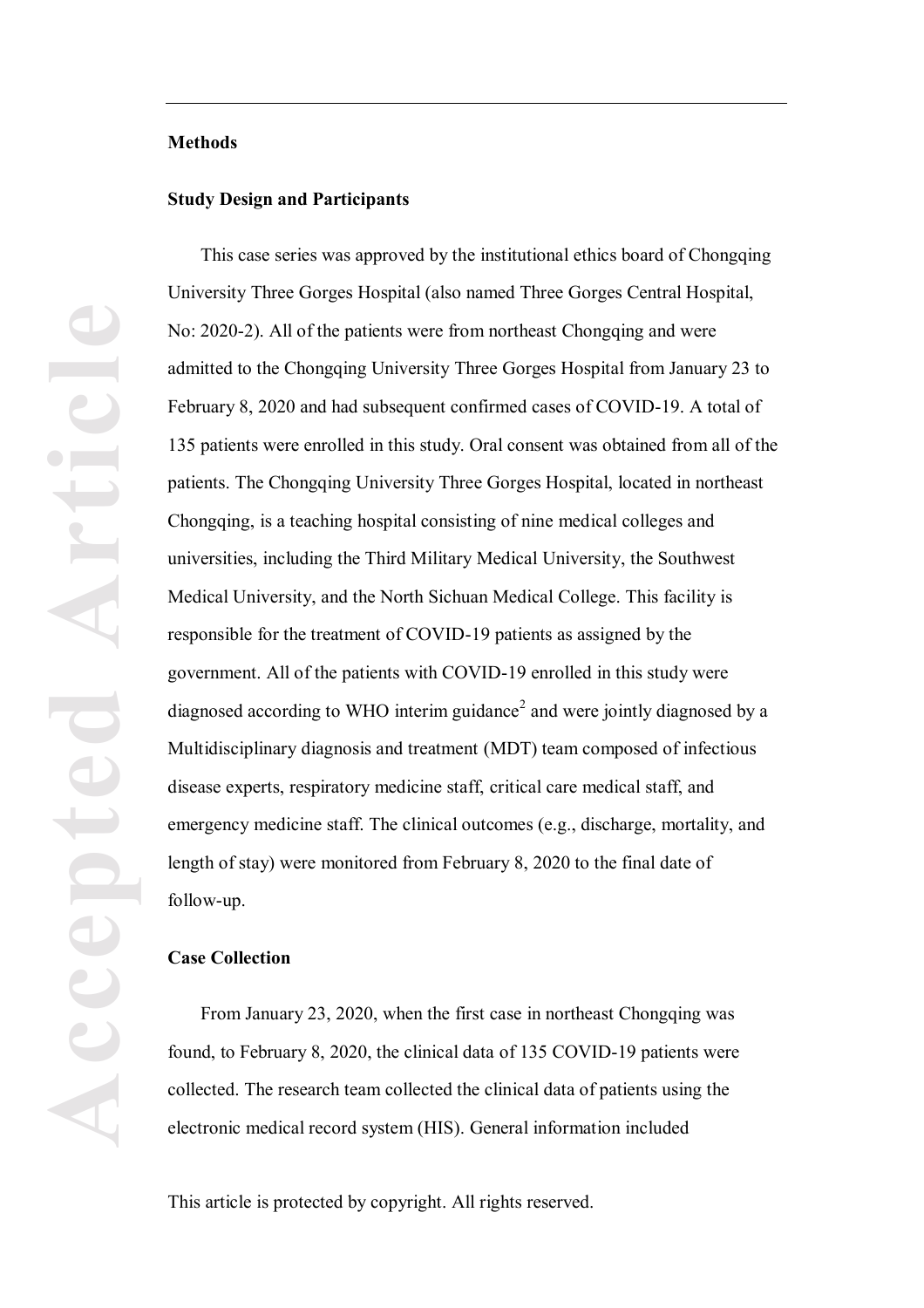## Methods

### Study Design and Participants

This case series was approved by the institutional ethics board of Chongqing University Three Gorges Hospital (also named Three Gorges Central Hospital, No: 2020-2). All of the patients were from northeast Chongqing and were admitted to the Chongqing University Three Gorges Hospital from January 23 to February 8, 2020 and had subsequent confirmed cases of COVID-19. A total of 135 patients were enrolled in this study. Oral consent was obtained from all of the patients. The Chongqing University Three Gorges Hospital, located in northeast Chongqing, is a teaching hospital consisting of nine medical colleges and universities, including the Third Military Medical University, the Southwest Medical University, and the North Sichuan Medical College. This facility is responsible for the treatment of COVID-19 patients as assigned by the government. All of the patients with COVID-19 enrolled in this study were diagnosed according to WHO interim guidance[2] and were jointly diagnosed by a Multidisciplinary diagnosis and treatment (MDT) team composed of infectious disease experts, respiratory medicine staff, critical care medical staff, and emergency medicine staff. The clinical outcomes (e.g., discharge, mortality, and length of stay) were monitored from February 8, 2020 to the final date of follow-up.

### Case Collection

From January 23, 2020, when the first case in northeast Chongqing was found, to February 8, 2020, the clinical data of 135 COVID-19 patients were collected. The research team collected the clinical data of patients using the electronic medical record system (HIS). General information included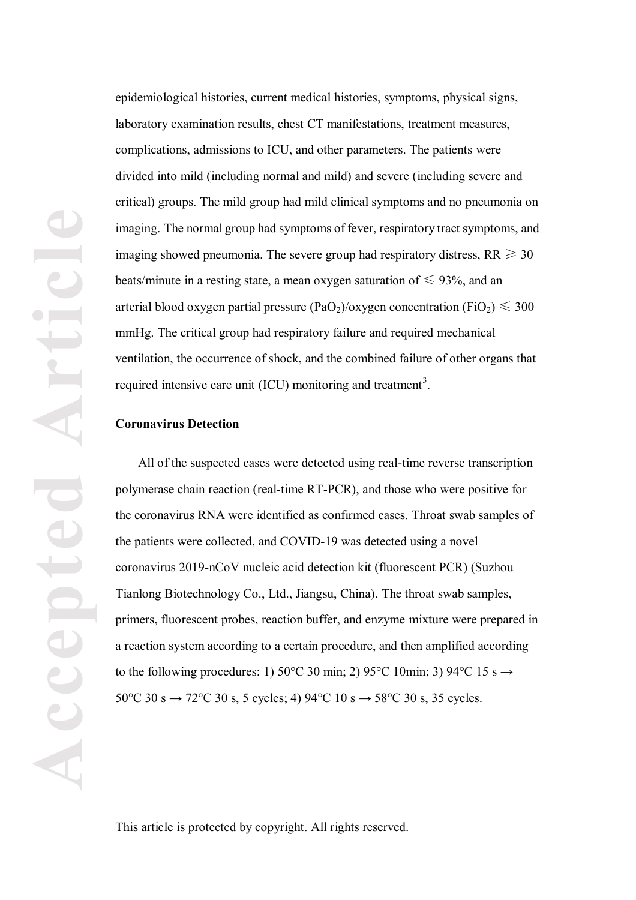epidemiological histories, current medical histories, symptoms, physical signs, laboratory examination results, chest CT manifestations, treatment measures, complications, admissions to ICU, and other parameters. The patients were divided into mild (including normal and mild) and severe (including severe and critical) groups. The mild group had mild clinical symptoms and no pneumonia on imaging. The normal group had symptoms of fever, respiratory tract symptoms, and imaging showed pneumonia. The severe group had respiratory distress, RR $\geqslant$ 30 beats/minute in a resting state, a mean oxygen saturation of $\leqslant$ 93%, and an arterial blood oxygen partial pressure ($PaO_2$)/oxygen concentration ($FiO_2$) $\leqslant$ 300 mmHg. The critical group had respiratory failure and required mechanical ventilation, the occurrence of shock, and the combined failure of other organs that required intensive care unit (ICU) monitoring and treatment[3].

**Coronavirus Detection**

All of the suspected cases were detected using real-time reverse transcription polymerase chain reaction (real-time RT-PCR), and those who were positive for the coronavirus RNA were identified as confirmed cases. Throat swab samples of the patients were collected, and COVID-19 was detected using a novel coronavirus 2019-nCoV nucleic acid detection kit (fluorescent PCR) (Suzhou Tianlong Biotechnology Co., Ltd., Jiangsu, China). The throat swab samples, primers, fluorescent probes, reaction buffer, and enzyme mixture were prepared in a reaction system according to a certain procedure, and then amplified according to the following procedures: 1) 50°C 30 min; 2) 95°C 10min; 3) 94°C 15 s → 50°C 30 s → 72°C 30 s, 5 cycles; 4) 94°C 10 s → 58°C 30 s, 35 cycles.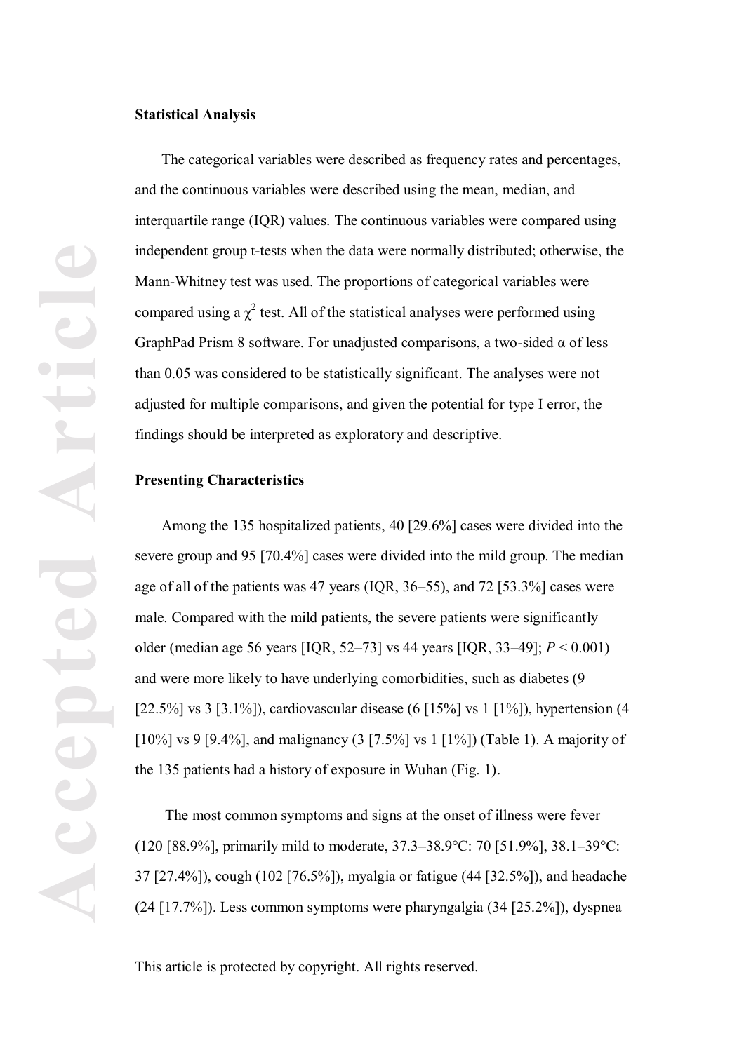**Statistical Analysis**

The categorical variables were described as frequency rates and percentages, and the continuous variables were described using the mean, median, and interquartile range (IQR) values. The continuous variables were compared using independent group t-tests when the data were normally distributed; otherwise, the Mann-Whitney test was used. The proportions of categorical variables were compared using a $\chi^2$ test. All of the statistical analyses were performed using GraphPad Prism 8 software. For unadjusted comparisons, a two-sided α of less than 0.05 was considered to be statistically significant. The analyses were not adjusted for multiple comparisons, and given the potential for type I error, the findings should be interpreted as exploratory and descriptive.

**Presenting Characteristics**

Among the 135 hospitalized patients, 40 [29.6%] cases were divided into the severe group and 95 [70.4%] cases were divided into the mild group. The median age of all of the patients was 47 years (IQR, 36–55), and 72 [53.3%] cases were male. Compared with the mild patients, the severe patients were significantly older (median age 56 years [IQR, 52–73] vs 44 years [IQR, 33–49]; $P < 0.001$) and were more likely to have underlying comorbidities, such as diabetes (9 [22.5%] vs 3 [3.1%]), cardiovascular disease (6 [15%] vs 1 [1%]), hypertension (4 [10%] vs 9 [9.4%], and malignancy (3 [7.5%] vs 1 [1%]) (Table 1). A majority of the 135 patients had a history of exposure in Wuhan (Fig. 1).

The most common symptoms and signs at the onset of illness were fever (120 [88.9%], primarily mild to moderate, 37.3–38.9°C: 70 [51.9%], 38.1–39°C: 37 [27.4%]), cough (102 [76.5%]), myalgia or fatigue (44 [32.5%]), and headache (24 [17.7%]). Less common symptoms were pharyngalgia (34 [25.2%]), dyspnea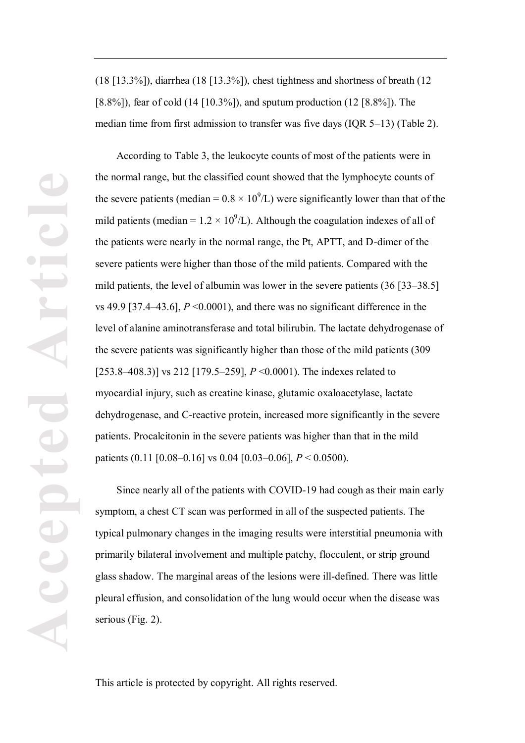(18 [13.3%]), diarrhea (18 [13.3%]), chest tightness and shortness of breath (12 [8.8%]), fear of cold (14 [10.3%]), and sputum production (12 [8.8%]). The median time from first admission to transfer was five days (IQR 5–13) (Table 2).

According to Table 3, the leukocyte counts of most of the patients were in the normal range, but the classified count showed that the lymphocyte counts of the severe patients (median = $0.8 \times 10^9$/L) were significantly lower than that of the mild patients (median = $1.2 \times 10^9$/L). Although the coagulation indexes of all of the patients were nearly in the normal range, the Pt, APTT, and D-dimer of the severe patients were higher than those of the mild patients. Compared with the mild patients, the level of albumin was lower in the severe patients (36 [33–38.5] vs 49.9 [37.4–43.6], $P$ <0.0001), and there was no significant difference in the level of alanine aminotransferase and total bilirubin. The lactate dehydrogenase of the severe patients was significantly higher than those of the mild patients (309 [253.8–408.3)] vs 212 [179.5–259], $P$ <0.0001). The indexes related to myocardial injury, such as creatine kinase, glutamic oxaloacetylase, lactate dehydrogenase, and C-reactive protein, increased more significantly in the severe patients. Procalcitonin in the severe patients was higher than that in the mild patients (0.11 [0.08–0.16] vs 0.04 [0.03–0.06], $P$ < 0.0500).

Since nearly all of the patients with COVID-19 had cough as their main early symptom, a chest CT scan was performed in all of the suspected patients. The typical pulmonary changes in the imaging results were interstitial pneumonia with primarily bilateral involvement and multiple patchy, flocculent, or strip ground glass shadow. The marginal areas of the lesions were ill-defined. There was little pleural effusion, and consolidation of the lung would occur when the disease was serious (Fig. 2).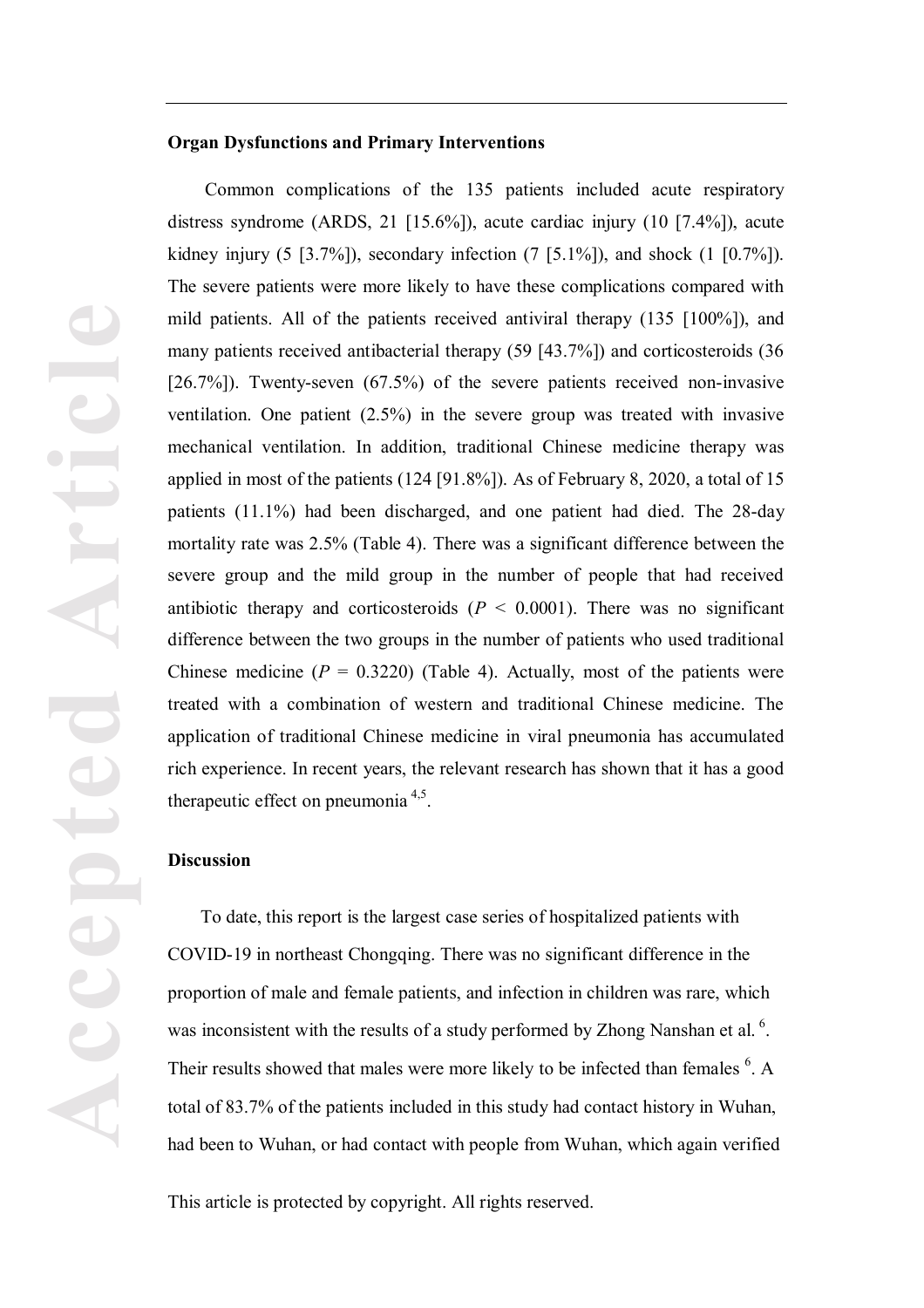## Organ Dysfunctions and Primary Interventions

Common complications of the 135 patients included acute respiratory distress syndrome (ARDS, 21 [15.6%]), acute cardiac injury (10 [7.4%]), acute kidney injury (5 [3.7%]), secondary infection (7 [5.1%]), and shock (1 [0.7%]). The severe patients were more likely to have these complications compared with mild patients. All of the patients received antiviral therapy (135 [100%]), and many patients received antibacterial therapy (59 [43.7%]) and corticosteroids (36 [26.7%]). Twenty-seven (67.5%) of the severe patients received non-invasive ventilation. One patient (2.5%) in the severe group was treated with invasive mechanical ventilation. In addition, traditional Chinese medicine therapy was applied in most of the patients (124 [91.8%]). As of February 8, 2020, a total of 15 patients (11.1%) had been discharged, and one patient had died. The 28-day mortality rate was 2.5% (Table 4). There was a significant difference between the severe group and the mild group in the number of people that had received antibiotic therapy and corticosteroids ($P < 0.0001$). There was no significant difference between the two groups in the number of patients who used traditional Chinese medicine ($P = 0.3220$) (Table 4). Actually, most of the patients were treated with a combination of western and traditional Chinese medicine. The application of traditional Chinese medicine in viral pneumonia has accumulated rich experience. In recent years, the relevant research has shown that it has a good therapeutic effect on pneumonia [4,5].

## Discussion

To date, this report is the largest case series of hospitalized patients with COVID-19 in northeast Chongqing. There was no significant difference in the proportion of male and female patients, and infection in children was rare, which was inconsistent with the results of a study performed by Zhong Nanshan et al. [6]. Their results showed that males were more likely to be infected than females [6]. A total of 83.7% of the patients included in this study had contact history in Wuhan, had been to Wuhan, or had contact with people from Wuhan, which again verified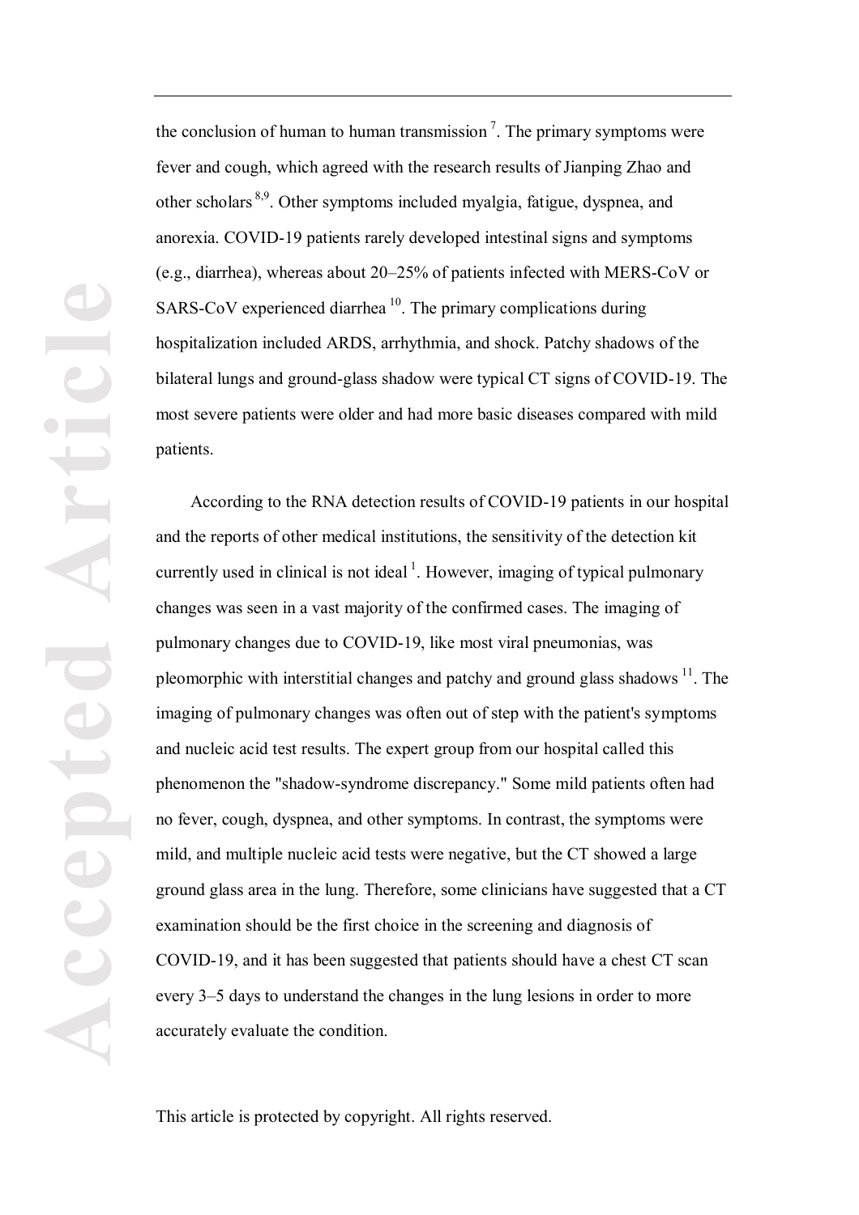the conclusion of human to human transmission [7]. The primary symptoms were fever and cough, which agreed with the research results of Jianping Zhao and other scholars [8,9]. Other symptoms included myalgia, fatigue, dyspnea, and anorexia. COVID-19 patients rarely developed intestinal signs and symptoms (e.g., diarrhea), whereas about 20–25% of patients infected with MERS-CoV or SARS-CoV experienced diarrhea [10]. The primary complications during hospitalization included ARDS, arrhythmia, and shock. Patchy shadows of the bilateral lungs and ground-glass shadow were typical CT signs of COVID-19. The most severe patients were older and had more basic diseases compared with mild patients.

According to the RNA detection results of COVID-19 patients in our hospital and the reports of other medical institutions, the sensitivity of the detection kit currently used in clinical is not ideal [1]. However, imaging of typical pulmonary changes was seen in a vast majority of the confirmed cases. The imaging of pulmonary changes due to COVID-19, like most viral pneumonias, was pleomorphic with interstitial changes and patchy and ground glass shadows [11]. The imaging of pulmonary changes was often out of step with the patient's symptoms and nucleic acid test results. The expert group from our hospital called this phenomenon the "shadow-syndrome discrepancy." Some mild patients often had no fever, cough, dyspnea, and other symptoms. In contrast, the symptoms were mild, and multiple nucleic acid tests were negative, but the CT showed a large ground glass area in the lung. Therefore, some clinicians have suggested that a CT examination should be the first choice in the screening and diagnosis of COVID-19, and it has been suggested that patients should have a chest CT scan every 3–5 days to understand the changes in the lung lesions in order to more accurately evaluate the condition.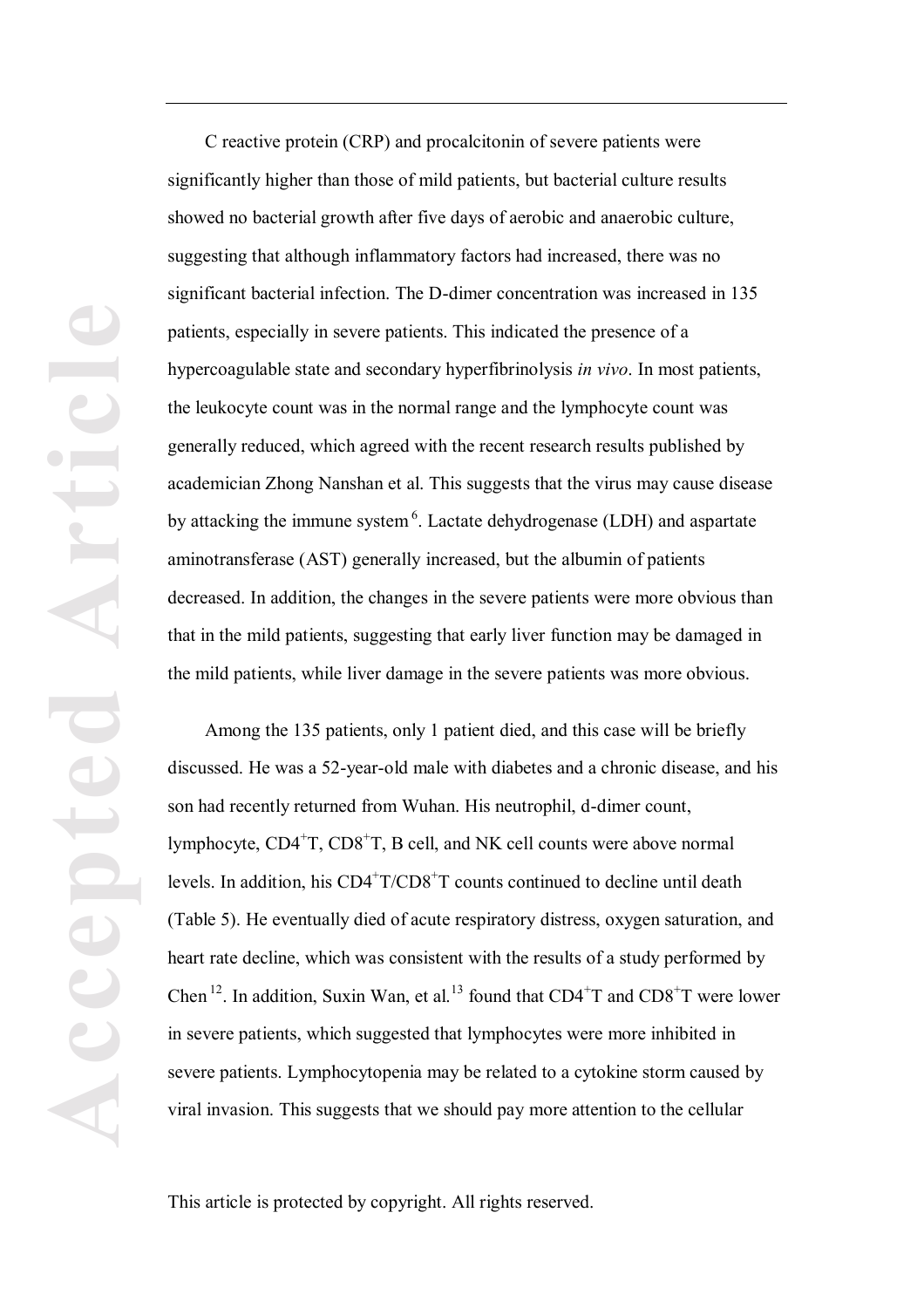C reactive protein (CRP) and procalcitonin of severe patients were significantly higher than those of mild patients, but bacterial culture results showed no bacterial growth after five days of aerobic and anaerobic culture, suggesting that although inflammatory factors had increased, there was no significant bacterial infection. The D-dimer concentration was increased in 135 patients, especially in severe patients. This indicated the presence of a hypercoagulable state and secondary hyperfibrinolysis *in vivo*. In most patients, the leukocyte count was in the normal range and the lymphocyte count was generally reduced, which agreed with the recent research results published by academician Zhong Nanshan et al. This suggests that the virus may cause disease by attacking the immune system [6]. Lactate dehydrogenase (LDH) and aspartate aminotransferase (AST) generally increased, but the albumin of patients decreased. In addition, the changes in the severe patients were more obvious than that in the mild patients, suggesting that early liver function may be damaged in the mild patients, while liver damage in the severe patients was more obvious.

Among the 135 patients, only 1 patient died, and this case will be briefly discussed. He was a 52-year-old male with diabetes and a chronic disease, and his son had recently returned from Wuhan. His neutrophil, d-dimer count, lymphocyte, $CD4^{+}T$, $CD8^{+}T$, B cell, and NK cell counts were above normal levels. In addition, his $CD4^{+}T/CD8^{+}T$ counts continued to decline until death (Table 5). He eventually died of acute respiratory distress, oxygen saturation, and heart rate decline, which was consistent with the results of a study performed by Chen [12]. In addition, Suxin Wan, et al.[13] found that $CD4^{+}T$ and $CD8^{+}T$ were lower in severe patients, which suggested that lymphocytes were more inhibited in severe patients. Lymphocytopenia may be related to a cytokine storm caused by viral invasion. This suggests that we should pay more attention to the cellular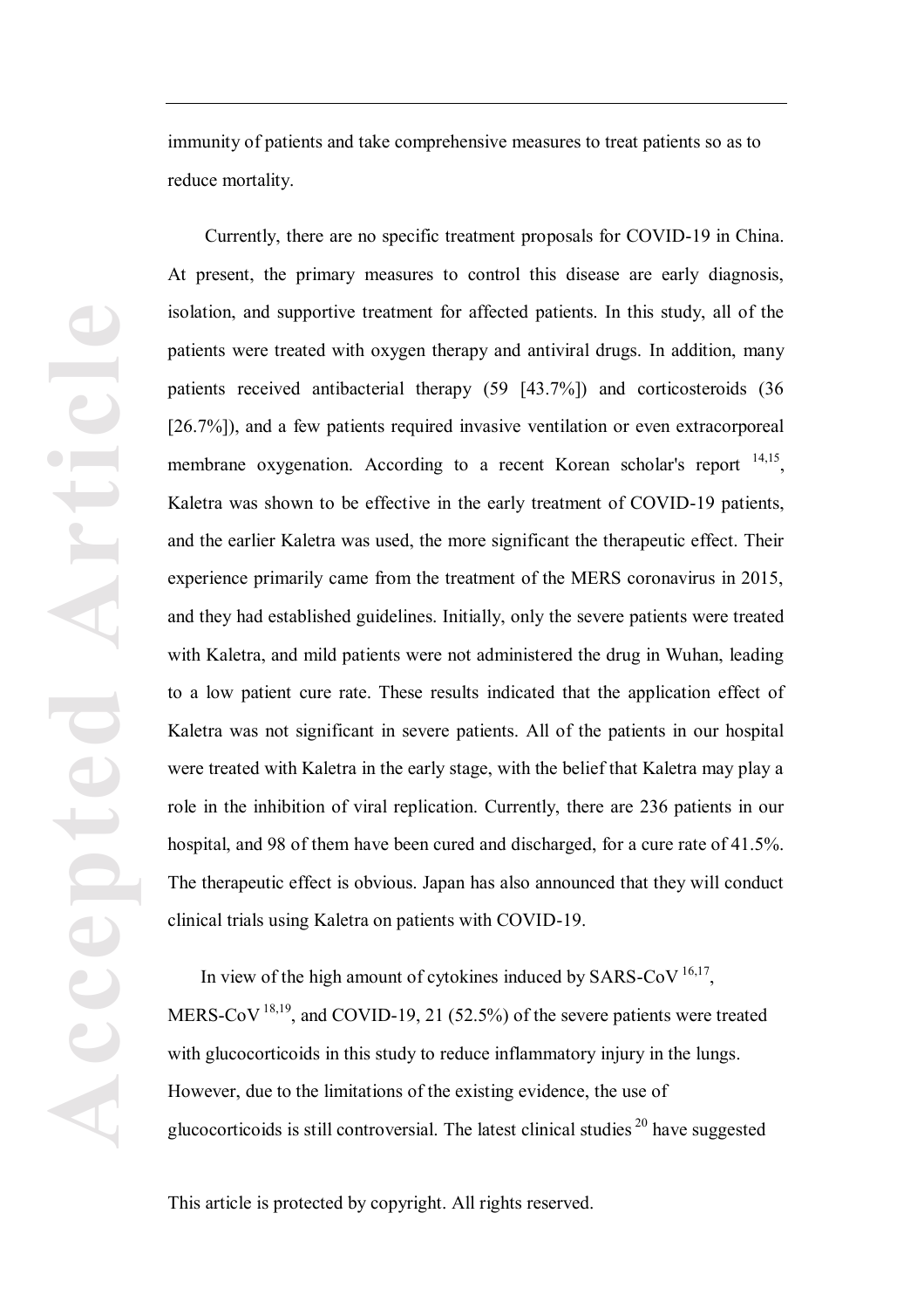immunity of patients and take comprehensive measures to treat patients so as to reduce mortality.

Currently, there are no specific treatment proposals for COVID-19 in China. At present, the primary measures to control this disease are early diagnosis, isolation, and supportive treatment for affected patients. In this study, all of the patients were treated with oxygen therapy and antiviral drugs. In addition, many patients received antibacterial therapy (59 [43.7%]) and corticosteroids (36 [26.7%]), and a few patients required invasive ventilation or even extracorporeal membrane oxygenation. According to a recent Korean scholar's report [14,15], Kaletra was shown to be effective in the early treatment of COVID-19 patients, and the earlier Kaletra was used, the more significant the therapeutic effect. Their experience primarily came from the treatment of the MERS coronavirus in 2015, and they had established guidelines. Initially, only the severe patients were treated with Kaletra, and mild patients were not administered the drug in Wuhan, leading to a low patient cure rate. These results indicated that the application effect of Kaletra was not significant in severe patients. All of the patients in our hospital were treated with Kaletra in the early stage, with the belief that Kaletra may play a role in the inhibition of viral replication. Currently, there are 236 patients in our hospital, and 98 of them have been cured and discharged, for a cure rate of 41.5%. The therapeutic effect is obvious. Japan has also announced that they will conduct clinical trials using Kaletra on patients with COVID-19.

In view of the high amount of cytokines induced by SARS-CoV [16,17], MERS-CoV [18,19], and COVID-19, 21 (52.5%) of the severe patients were treated with glucocorticoids in this study to reduce inflammatory injury in the lungs. However, due to the limitations of the existing evidence, the use of glucocorticoids is still controversial. The latest clinical studies [20] have suggested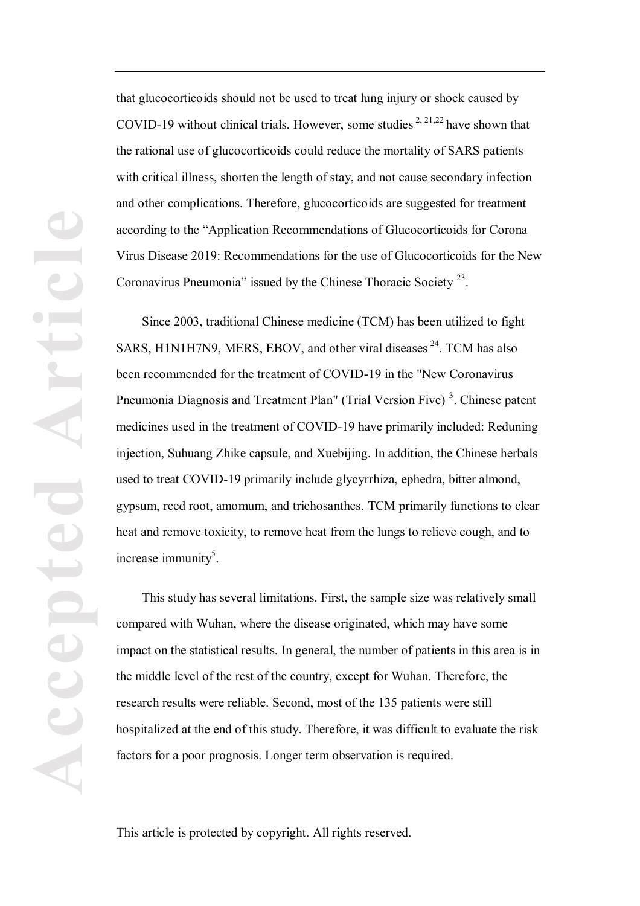that glucocorticoids should not be used to treat lung injury or shock caused by COVID-19 without clinical trials. However, some studies [2, 21,22] have shown that the rational use of glucocorticoids could reduce the mortality of SARS patients with critical illness, shorten the length of stay, and not cause secondary infection and other complications. Therefore, glucocorticoids are suggested for treatment according to the "Application Recommendations of Glucocorticoids for Corona Virus Disease 2019: Recommendations for the use of Glucocorticoids for the New Coronavirus Pneumonia" issued by the Chinese Thoracic Society [23].

Since 2003, traditional Chinese medicine (TCM) has been utilized to fight SARS, H1N1H7N9, MERS, EBOV, and other viral diseases [24]. TCM has also been recommended for the treatment of COVID-19 in the "New Coronavirus Pneumonia Diagnosis and Treatment Plan" (Trial Version Five) [3]. Chinese patent medicines used in the treatment of COVID-19 have primarily included: Reduning injection, Suhuang Zhike capsule, and Xuebijing. In addition, the Chinese herbals used to treat COVID-19 primarily include glycyrrhiza, ephedra, bitter almond, gypsum, reed root, amomum, and trichosanthes. TCM primarily functions to clear heat and remove toxicity, to remove heat from the lungs to relieve cough, and to increase immunity[5].

This study has several limitations. First, the sample size was relatively small compared with Wuhan, where the disease originated, which may have some impact on the statistical results. In general, the number of patients in this area is in the middle level of the rest of the country, except for Wuhan. Therefore, the research results were reliable. Second, most of the 135 patients were still hospitalized at the end of this study. Therefore, it was difficult to evaluate the risk factors for a poor prognosis. Longer term observation is required.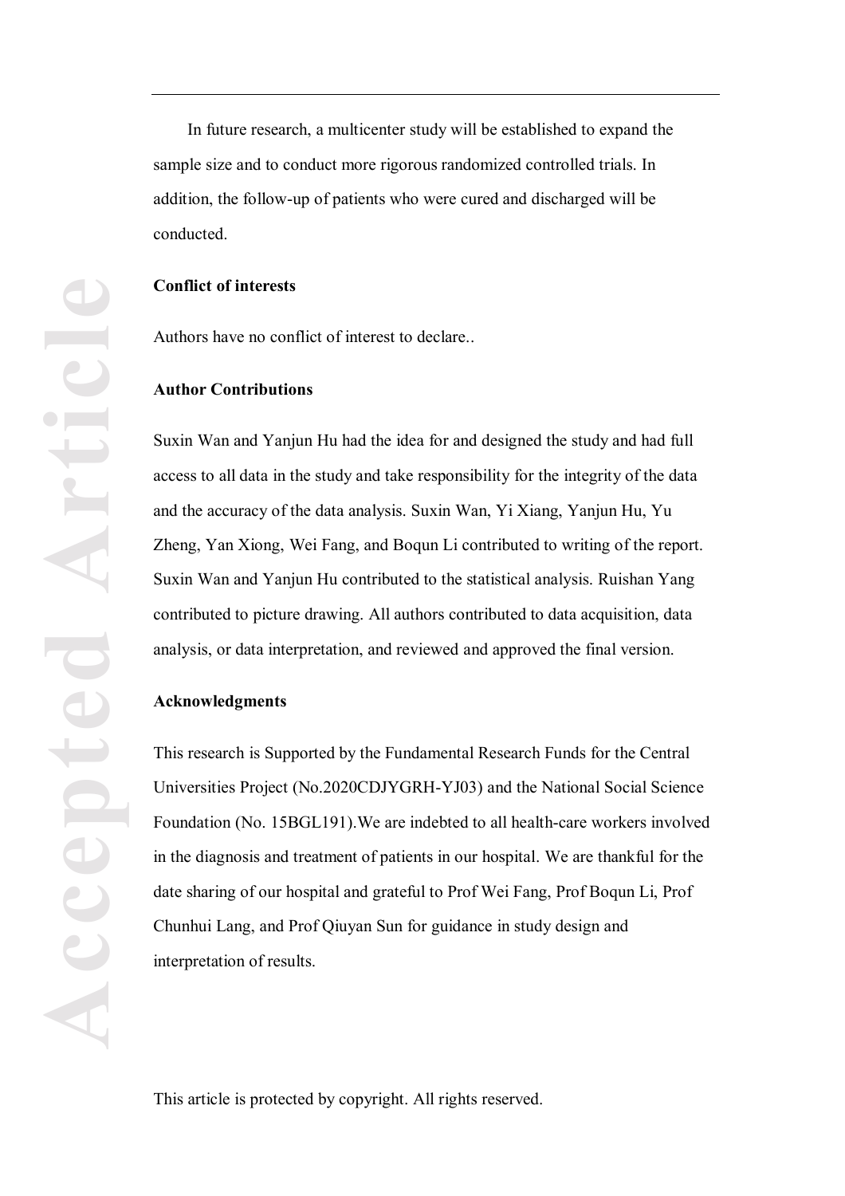In future research, a multicenter study will be established to expand the sample size and to conduct more rigorous randomized controlled trials. In addition, the follow-up of patients who were cured and discharged will be conducted.

## Conflict of interests

Authors have no conflict of interest to declare..

## Author Contributions

Suxin Wan and Yanjun Hu had the idea for and designed the study and had full access to all data in the study and take responsibility for the integrity of the data and the accuracy of the data analysis. Suxin Wan, Yi Xiang, Yanjun Hu, Yu Zheng, Yan Xiong, Wei Fang, and Boqun Li contributed to writing of the report. Suxin Wan and Yanjun Hu contributed to the statistical analysis. Ruishan Yang contributed to picture drawing. All authors contributed to data acquisition, data analysis, or data interpretation, and reviewed and approved the final version.

## Acknowledgments

This research is Supported by the Fundamental Research Funds for the Central Universities Project (No.2020CDJYGRH-YJ03) and the National Social Science Foundation (No. 15BGL191).We are indebted to all health-care workers involved in the diagnosis and treatment of patients in our hospital. We are thankful for the date sharing of our hospital and grateful to Prof Wei Fang, Prof Boqun Li, Prof Chunhui Lang, and Prof Qiuyan Sun for guidance in study design and interpretation of results.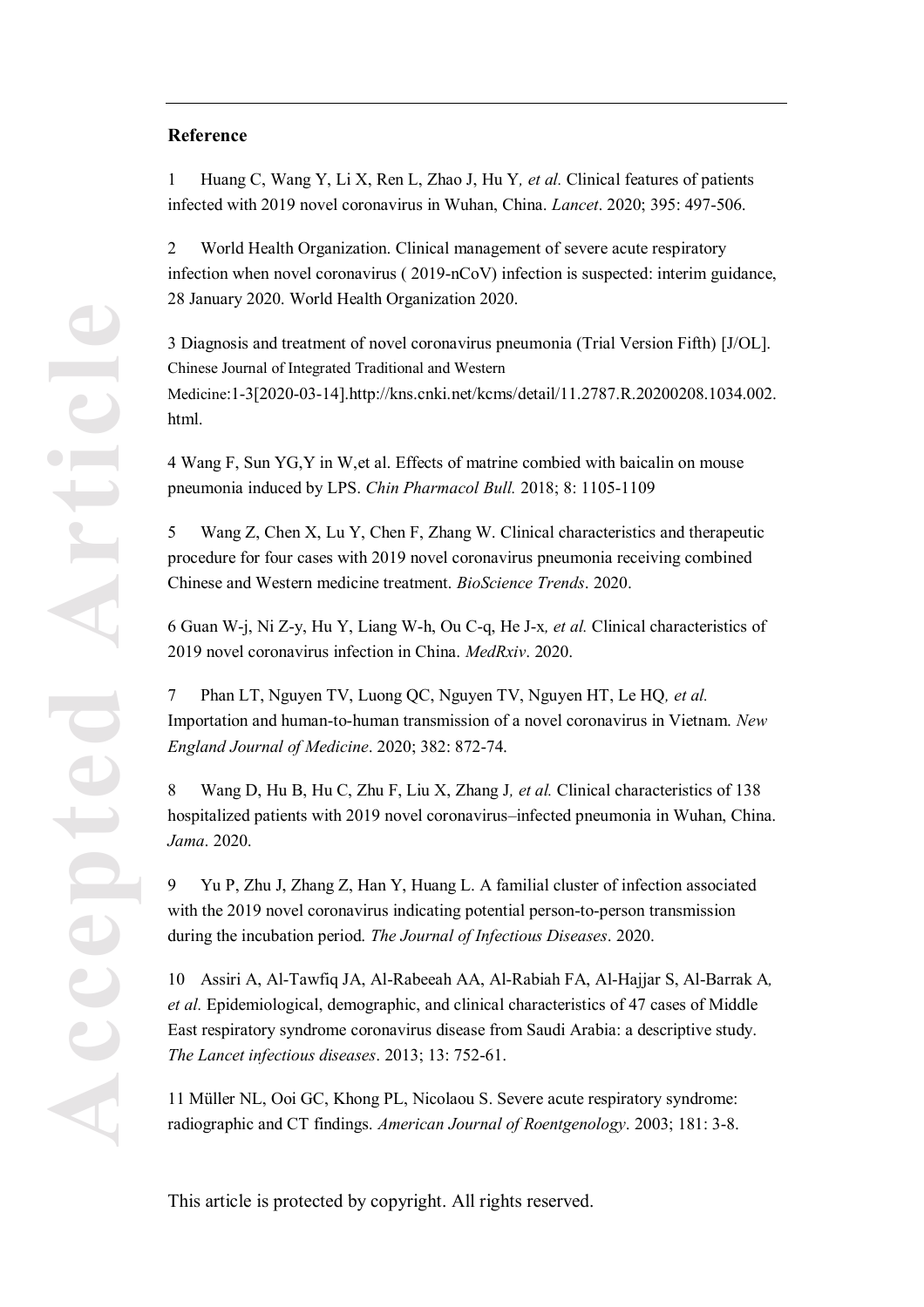## Reference

1 Huang C, Wang Y, Li X, Ren L, Zhao J, Hu Y*, et al.* Clinical features of patients infected with 2019 novel coronavirus in Wuhan, China. *Lancet*. 2020; 395: 497-506.

2 World Health Organization. Clinical management of severe acute respiratory infection when novel coronavirus ( 2019-nCoV) infection is suspected: interim guidance, 28 January 2020. World Health Organization 2020.

3 Diagnosis and treatment of novel coronavirus pneumonia (Trial Version Fifth) [J/OL]. Chinese Journal of Integrated Traditional and Western Medicine:1-3[2020-03-14].http://kns.cnki.net/kcms/detail/11.2787.R.20200208.1034.002.html.

4 Wang F, Sun YG,Y in W,et al. Effects of matrine combied with baicalin on mouse pneumonia induced by LPS. *Chin Pharmacol Bull.* 2018; 8: 1105-1109

5 Wang Z, Chen X, Lu Y, Chen F, Zhang W. Clinical characteristics and therapeutic procedure for four cases with 2019 novel coronavirus pneumonia receiving combined Chinese and Western medicine treatment. *BioScience Trends*. 2020.

6 Guan W-j, Ni Z-y, Hu Y, Liang W-h, Ou C-q, He J-x*, et al.* Clinical characteristics of 2019 novel coronavirus infection in China. *MedRxiv*. 2020.

7 Phan LT, Nguyen TV, Luong QC, Nguyen TV, Nguyen HT, Le HQ*, et al.* Importation and human-to-human transmission of a novel coronavirus in Vietnam. *New England Journal of Medicine*. 2020; 382: 872-74.

8 Wang D, Hu B, Hu C, Zhu F, Liu X, Zhang J*, et al.* Clinical characteristics of 138 hospitalized patients with 2019 novel coronavirus–infected pneumonia in Wuhan, China. *Jama*. 2020.

9 Yu P, Zhu J, Zhang Z, Han Y, Huang L. A familial cluster of infection associated with the 2019 novel coronavirus indicating potential person-to-person transmission during the incubation period. *The Journal of Infectious Diseases*. 2020.

10 Assiri A, Al-Tawfiq JA, Al-Rabeeah AA, Al-Rabiah FA, Al-Hajjar S, Al-Barrak A*, et al.* Epidemiological, demographic, and clinical characteristics of 47 cases of Middle East respiratory syndrome coronavirus disease from Saudi Arabia: a descriptive study. *The Lancet infectious diseases*. 2013; 13: 752-61.

11 Müller NL, Ooi GC, Khong PL, Nicolaou S. Severe acute respiratory syndrome: radiographic and CT findings. *American Journal of Roentgenology*. 2003; 181: 3-8.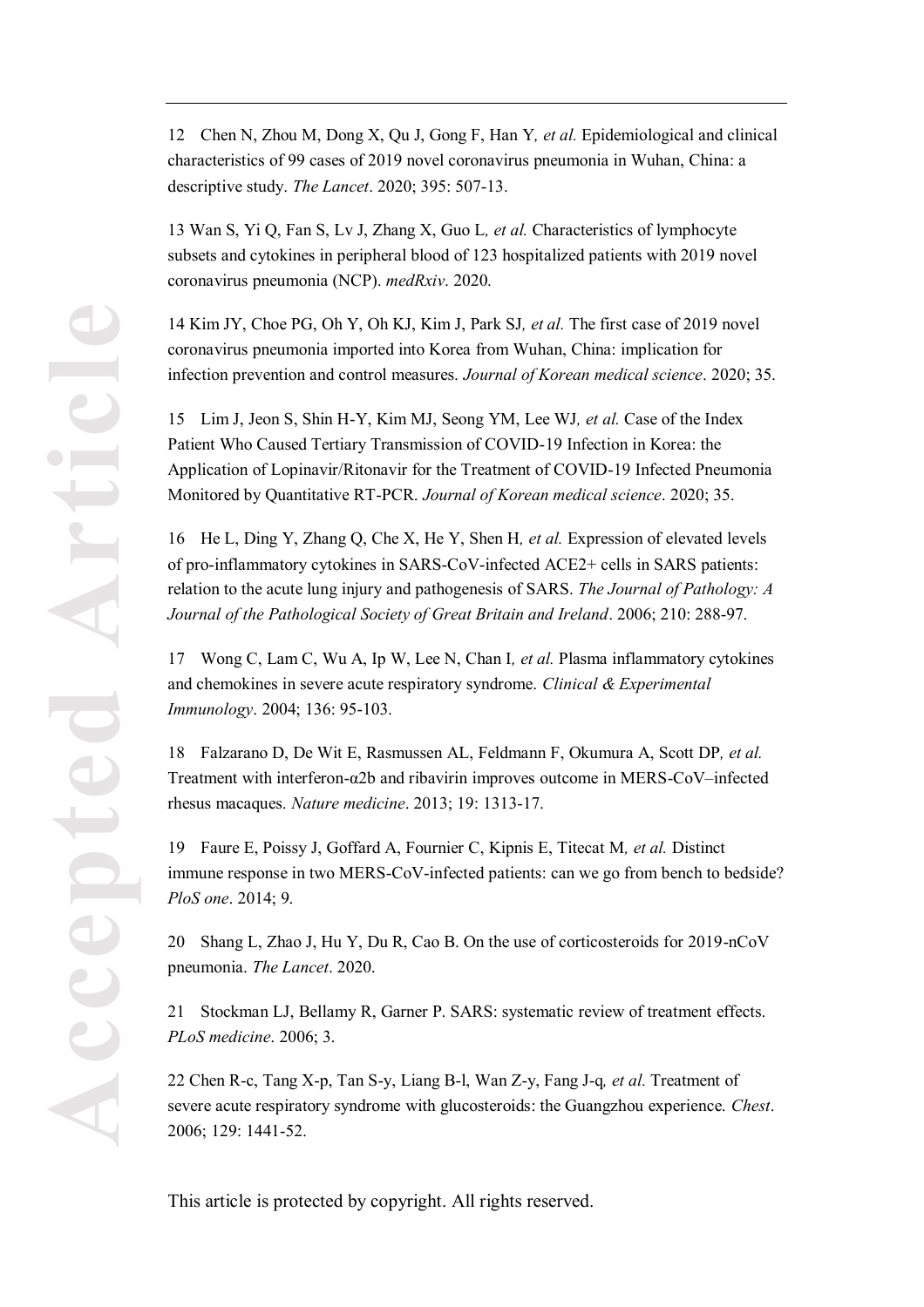12 Chen N, Zhou M, Dong X, Qu J, Gong F, Han Y*, et al.* Epidemiological and clinical characteristics of 99 cases of 2019 novel coronavirus pneumonia in Wuhan, China: a descriptive study. *The Lancet*. 2020; 395: 507-13.

13 Wan S, Yi Q, Fan S, Lv J, Zhang X, Guo L*, et al.* Characteristics of lymphocyte subsets and cytokines in peripheral blood of 123 hospitalized patients with 2019 novel coronavirus pneumonia (NCP). *medRxiv*. 2020.

14 Kim JY, Choe PG, Oh Y, Oh KJ, Kim J, Park SJ*, et al.* The first case of 2019 novel coronavirus pneumonia imported into Korea from Wuhan, China: implication for infection prevention and control measures. *Journal of Korean medical science*. 2020; 35.

15 Lim J, Jeon S, Shin H-Y, Kim MJ, Seong YM, Lee WJ*, et al.* Case of the Index Patient Who Caused Tertiary Transmission of COVID-19 Infection in Korea: the Application of Lopinavir/Ritonavir for the Treatment of COVID-19 Infected Pneumonia Monitored by Quantitative RT-PCR. *Journal of Korean medical science*. 2020; 35.

16 He L, Ding Y, Zhang Q, Che X, He Y, Shen H*, et al.* Expression of elevated levels of pro-inflammatory cytokines in SARS-CoV-infected ACE2+ cells in SARS patients: relation to the acute lung injury and pathogenesis of SARS. *The Journal of Pathology: A Journal of the Pathological Society of Great Britain and Ireland*. 2006; 210: 288-97.

17 Wong C, Lam C, Wu A, Ip W, Lee N, Chan I*, et al.* Plasma inflammatory cytokines and chemokines in severe acute respiratory syndrome. *Clinical & Experimental Immunology*. 2004; 136: 95-103.

18 Falzarano D, De Wit E, Rasmussen AL, Feldmann F, Okumura A, Scott DP*, et al.* Treatment with interferon-α2b and ribavirin improves outcome in MERS-CoV–infected rhesus macaques. *Nature medicine*. 2013; 19: 1313-17.

19 Faure E, Poissy J, Goffard A, Fournier C, Kipnis E, Titecat M*, et al.* Distinct immune response in two MERS-CoV-infected patients: can we go from bench to bedside? *PloS one*. 2014; 9.

20 Shang L, Zhao J, Hu Y, Du R, Cao B. On the use of corticosteroids for 2019-nCoV pneumonia. *The Lancet*. 2020.

21 Stockman LJ, Bellamy R, Garner P. SARS: systematic review of treatment effects. *PLoS medicine*. 2006; 3.

22 Chen R-c, Tang X-p, Tan S-y, Liang B-l, Wan Z-y, Fang J-q*, et al.* Treatment of severe acute respiratory syndrome with glucosteroids: the Guangzhou experience. *Chest*. 2006; 129: 1441-52.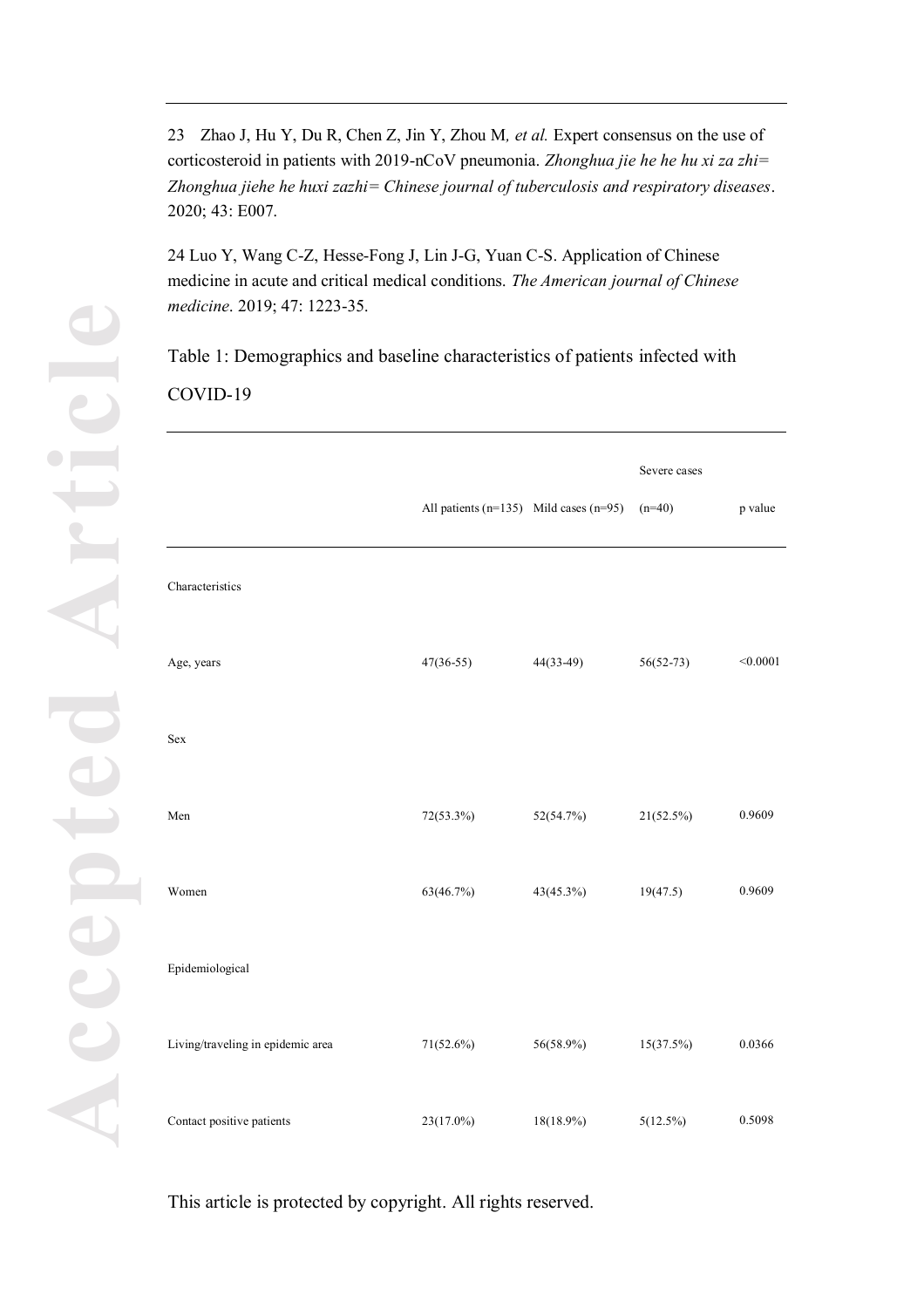23 Zhao J, Hu Y, Du R, Chen Z, Jin Y, Zhou M, *et al.* Expert consensus on the use of corticosteroid in patients with 2019-nCoV pneumonia. *Zhonghua jie he he hu xi za zhi= Zhonghua jiehe he huxi zazhi= Chinese journal of tuberculosis and respiratory diseases*. 2020; 43: E007.

24 Luo Y, Wang C-Z, Hesse-Fong J, Lin J-G, Yuan C-S. Application of Chinese medicine in acute and critical medical conditions. *The American journal of Chinese medicine*. 2019; 47: 1223-35.

Table 1: Demographics and baseline characteristics of patients infected with COVID-19

| | All patients (n=135) | Mild cases (n=95) | Severe cases (n=40) | p value |
|---|---|---|---|---|
| Characteristics | | | | |
| Age, years | 47(36-55) | 44(33-49) | 56(52-73) | <0.0001 |
| Sex | | | | |
| Men | 72(53.3%) | 52(54.7%) | 21(52.5%) | 0.9609 |
| Women | 63(46.7%) | 43(45.3%) | 19(47.5) | 0.9609 |
| Epidemiological | | | | |
| Living/traveling in epidemic area | 71(52.6%) | 56(58.9%) | 15(37.5%) | 0.0366 |
| Contact positive patients | 23(17.0%) | 18(18.9%) | 5(12.5%) | 0.5098 |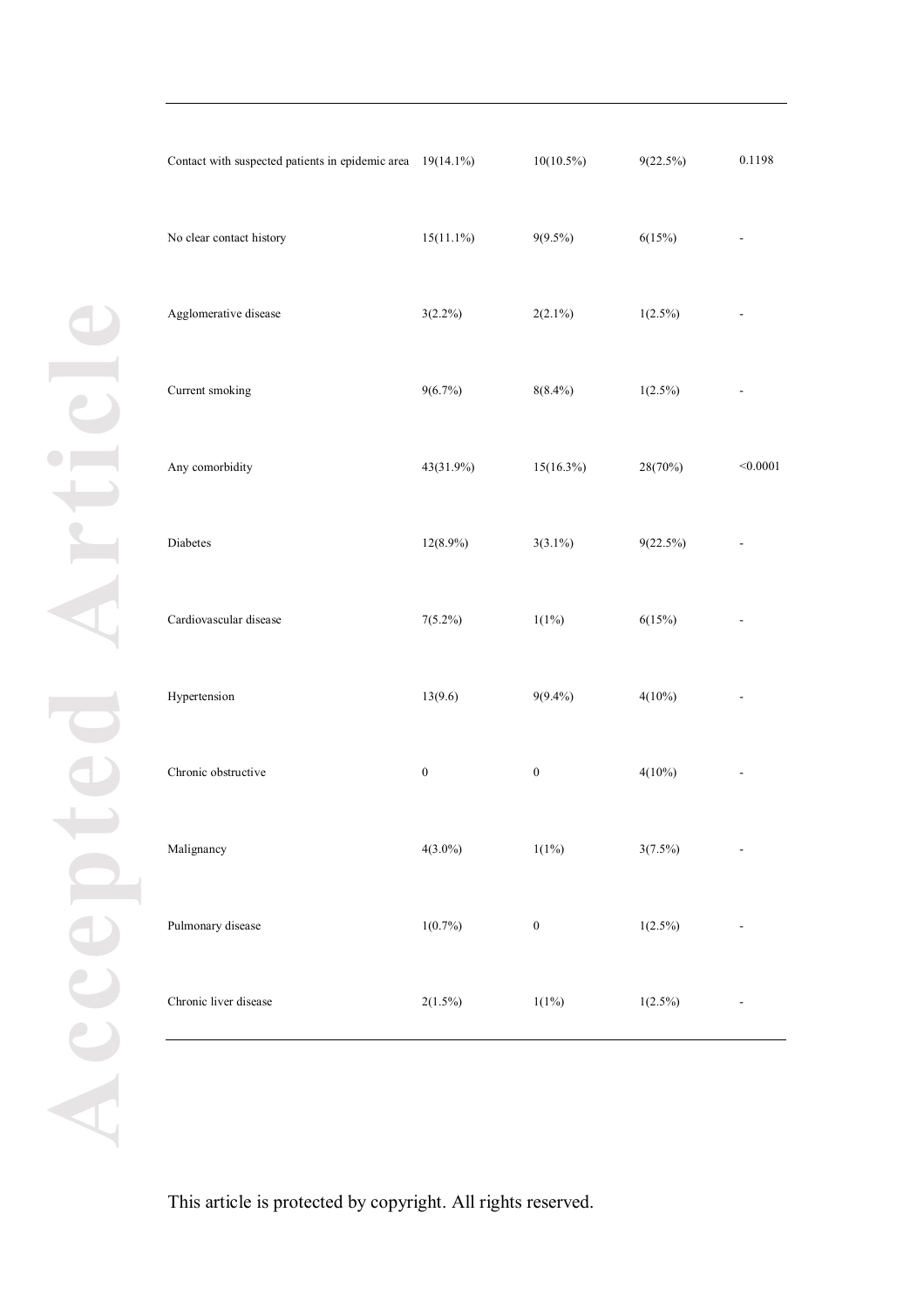| | | | | |
|---|---|---|---|---|
| Contact with suspected patients in epidemic area | 19(14.1%) | 10(10.5%) | 9(22.5%) | 0.1198 |
| No clear contact history | 15(11.1%) | 9(9.5%) | 6(15%) | - |
| Agglomerative disease | 3(2.2%) | 2(2.1%) | 1(2.5%) | - |
| Current smoking | 9(6.7%) | 8(8.4%) | 1(2.5%) | - |
| Any comorbidity | 43(31.9%) | 15(16.3%) | 28(70%) | <0.0001 |
| Diabetes | 12(8.9%) | 3(3.1%) | 9(22.5%) | - |
| Cardiovascular disease | 7(5.2%) | 1(1%) | 6(15%) | - |
| Hypertension | 13(9.6) | 9(9.4%) | 4(10%) | - |
| Chronic obstructive | 0 | 0 | 4(10%) | - |
| Malignancy | 4(3.0%) | 1(1%) | 3(7.5%) | - |
| Pulmonary disease | 1(0.7%) | 0 | 1(2.5%) | - |
| Chronic liver disease | 2(1.5%) | 1(1%) | 1(2.5%) | - |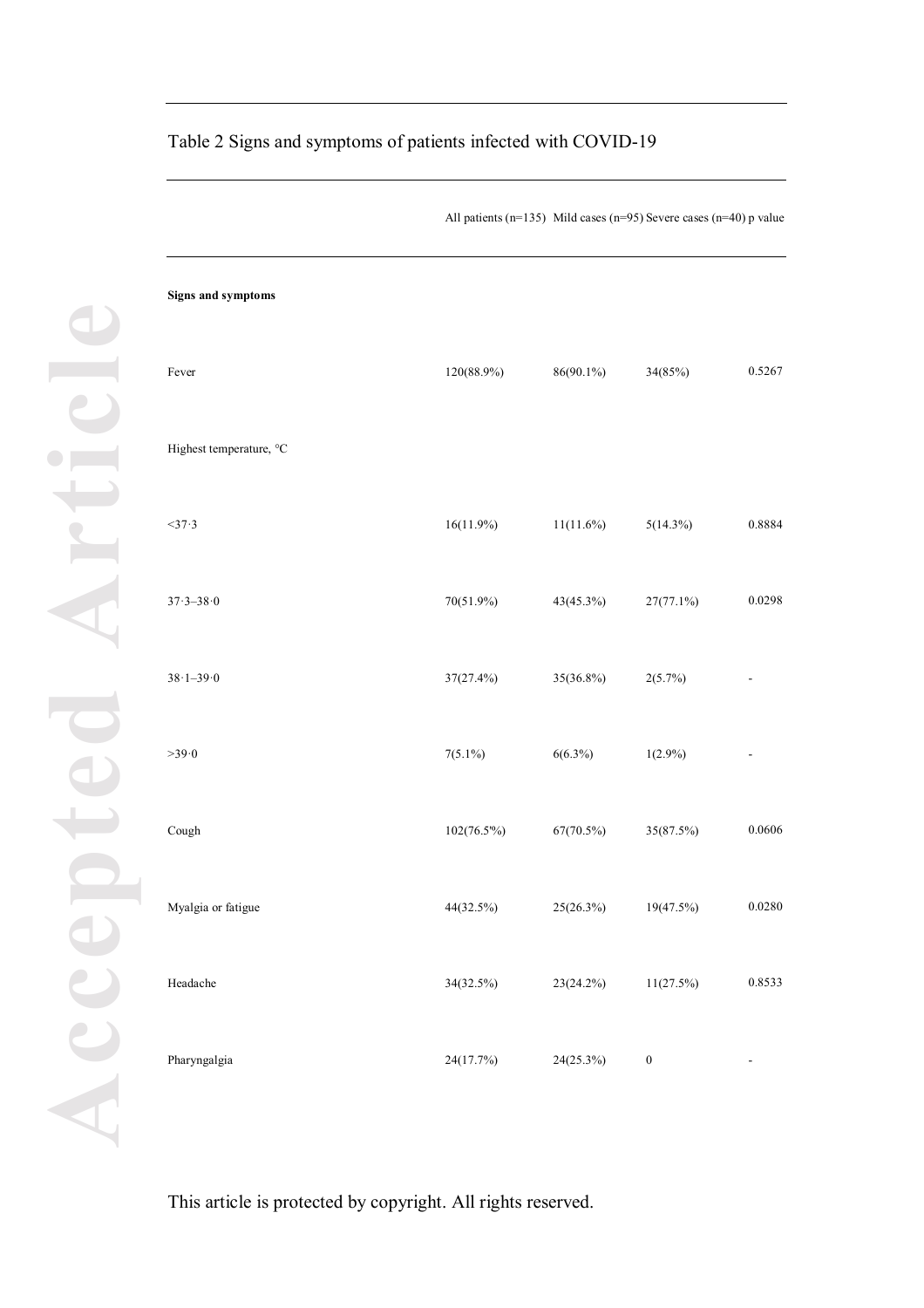Table 2 Signs and symptoms of patients infected with COVID-19

| | All patients (n=135) | Mild cases (n=95) | Severe cases (n=40) | p value |
|---|---|---|---|---|
| **Signs and symptoms** | | | | |
| Fever | 120(88.9%) | 86(90.1%) | 34(85%) | 0.5267 |
| Highest temperature, °C | | | | |
| <37·3 | 16(11.9%) | 11(11.6%) | 5(14.3%) | 0.8884 |
| 37·3–38·0 | 70(51.9%) | 43(45.3%) | 27(77.1%) | 0.0298 |
| 38·1–39·0 | 37(27.4%) | 35(36.8%) | 2(5.7%) | - |
| >39·0 | 7(5.1%) | 6(6.3%) | 1(2.9%) | - |
| Cough | 102(76.5%) | 67(70.5%) | 35(87.5%) | 0.0606 |
| Myalgia or fatigue | 44(32.5%) | 25(26.3%) | 19(47.5%) | 0.0280 |
| Headache | 34(32.5%) | 23(24.2%) | 11(27.5%) | 0.8533 |
| Pharyngalgia | 24(17.7%) | 24(25.3%) | 0 | - |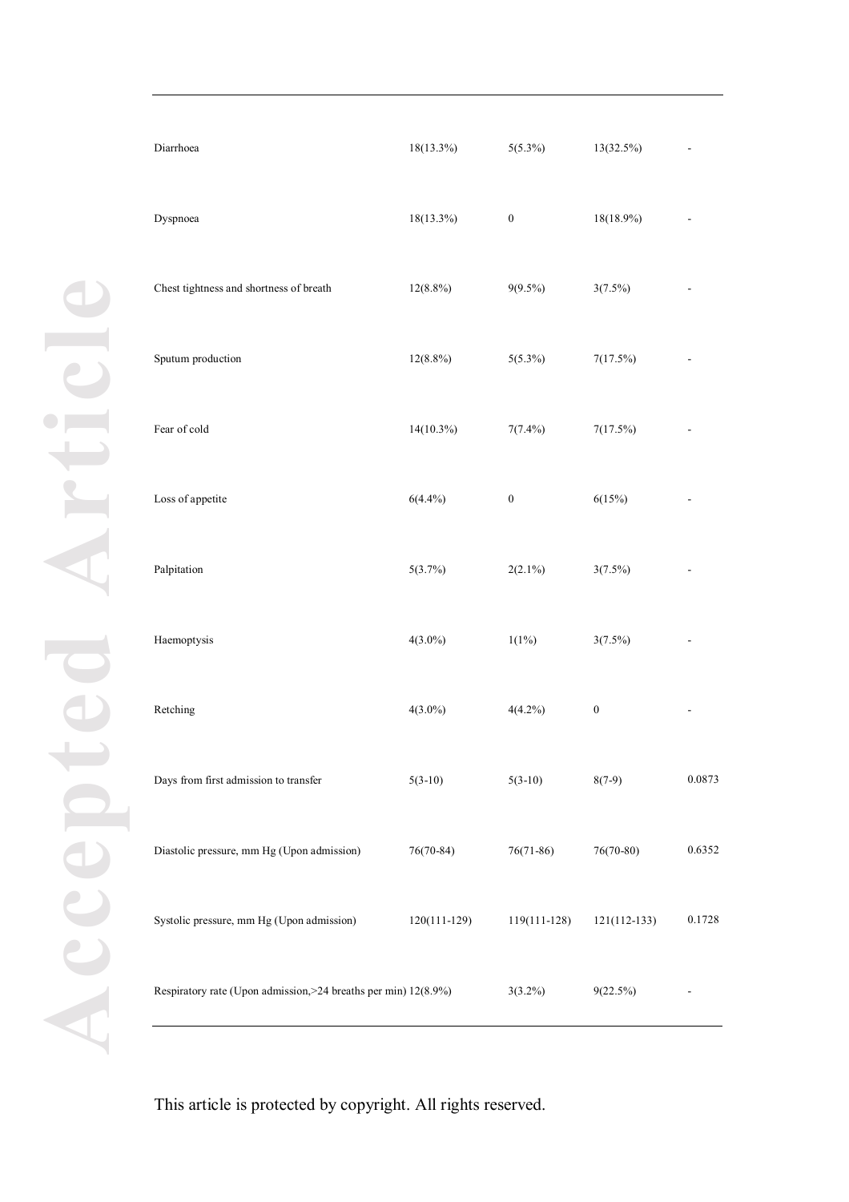| | | | | |
|---|---|---|---|---|
| Diarrhoea | 18(13.3%) | 5(5.3%) | 13(32.5%) | - |
| Dyspnoea | 18(13.3%) | 0 | 18(18.9%) | - |
| Chest tightness and shortness of breath | 12(8.8%) | 9(9.5%) | 3(7.5%) | - |
| Sputum production | 12(8.8%) | 5(5.3%) | 7(17.5%) | - |
| Fear of cold | 14(10.3%) | 7(7.4%) | 7(17.5%) | - |
| Loss of appetite | 6(4.4%) | 0 | 6(15%) | - |
| Palpitation | 5(3.7%) | 2(2.1%) | 3(7.5%) | - |
| Haemoptysis | 4(3.0%) | 1(1%) | 3(7.5%) | - |
| Retching | 4(3.0%) | 4(4.2%) | 0 | - |
| Days from first admission to transfer | 5(3-10) | 5(3-10) | 8(7-9) | 0.0873 |
| Diastolic pressure, mm Hg (Upon admission) | 76(70-84) | 76(71-86) | 76(70-80) | 0.6352 |
| Systolic pressure, mm Hg (Upon admission) | 120(111-129) | 119(111-128) | 121(112-133) | 0.1728 |
| Respiratory rate (Upon admission,>24 breaths per min) | 12(8.9%) | 3(3.2%) | 9(22.5%) | - |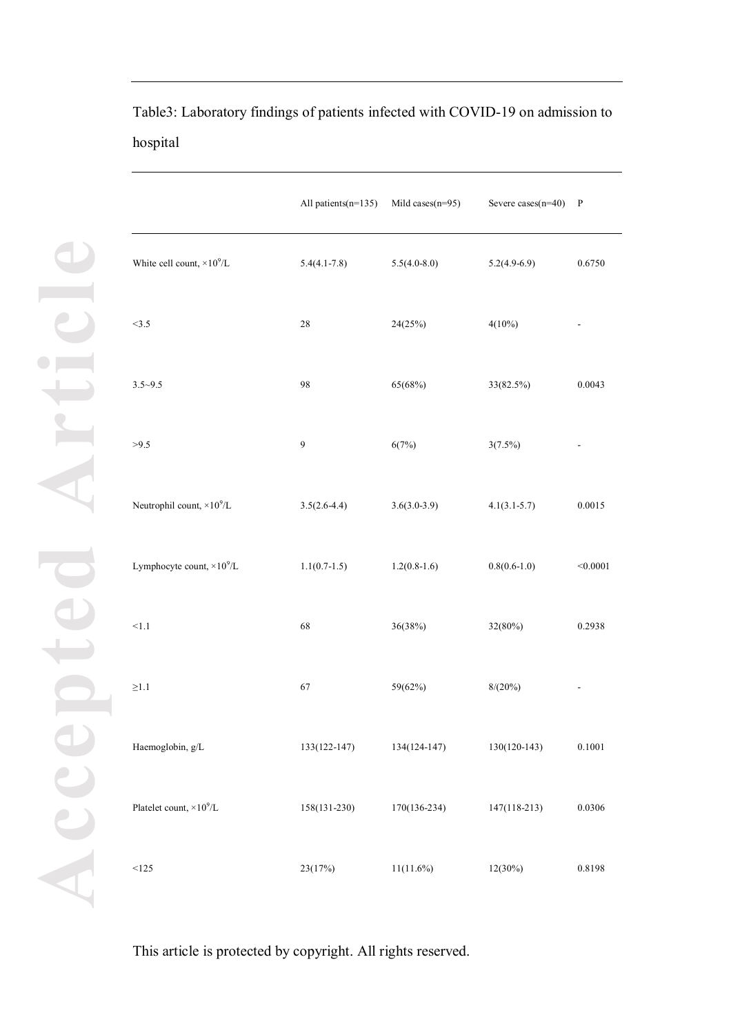Table3: Laboratory findings of patients infected with COVID-19 on admission to hospital

| | All patients(n=135) | Mild cases(n=95) | Severe cases(n=40) | P |
|---|---|---|---|---|
| White cell count, $\times 10^9$/L | 5.4(4.1-7.8) | 5.5(4.0-8.0) | 5.2(4.9-6.9) | 0.6750 |
| <3.5 | 28 | 24(25%) | 4(10%) | - |
| 3.5~9.5 | 98 | 65(68%) | 33(82.5%) | 0.0043 |
| >9.5 | 9 | 6(7%) | 3(7.5%) | - |
| Neutrophil count, $\times 10^9$/L | 3.5(2.6-4.4) | 3.6(3.0-3.9) | 4.1(3.1-5.7) | 0.0015 |
| Lymphocyte count, $\times 10^9$/L | 1.1(0.7-1.5) | 1.2(0.8-1.6) | 0.8(0.6-1.0) | <0.0001 |
| <1.1 | 68 | 36(38%) | 32(80%) | 0.2938 |
| ≥1.1 | 67 | 59(62%) | 8/(20%) | - |
| Haemoglobin, g/L | 133(122-147) | 134(124-147) | 130(120-143) | 0.1001 |
| Platelet count, $\times 10^9$/L | 158(131-230) | 170(136-234) | 147(118-213) | 0.0306 |
| <125 | 23(17%) | 11(11.6%) | 12(30%) | 0.8198 |

This article is protected by copyright. All rights reserved.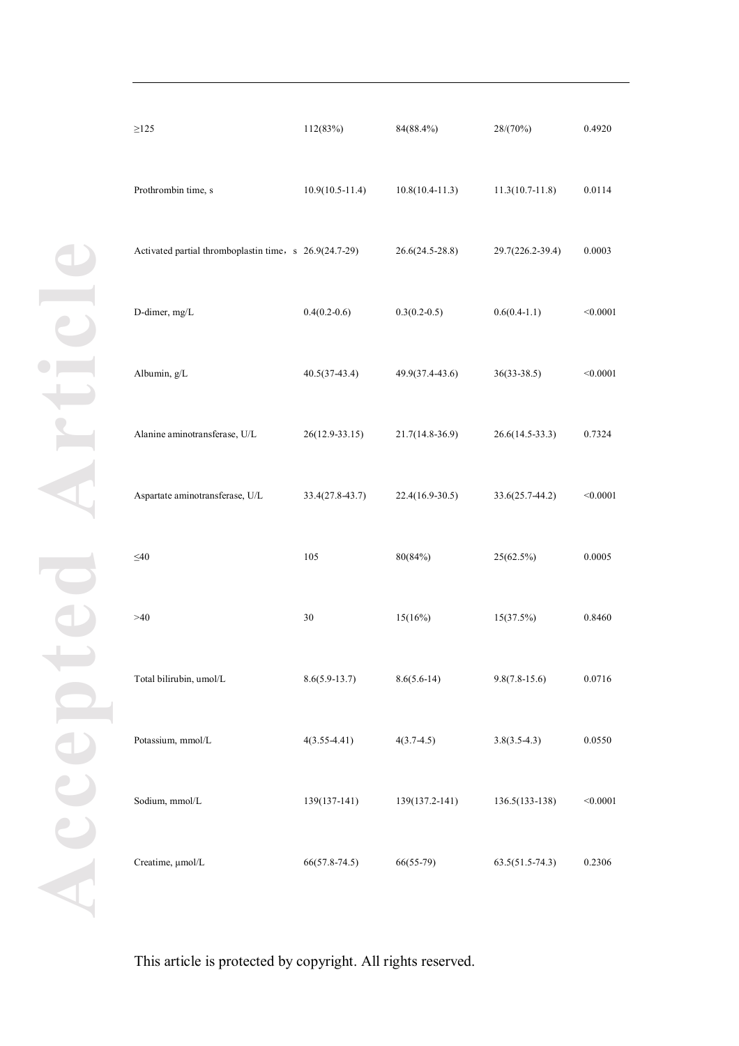| | | | | |
|---|---|---|---|---|
| ≥125 | 112(83%) | 84(88.4%) | 28/(70%) | 0.4920 |
| Prothrombin time, s | 10.9(10.5-11.4) | 10.8(10.4-11.3) | 11.3(10.7-11.8) | 0.0114 |
| Activated partial thromboplastin time，s | 26.9(24.7-29) | 26.6(24.5-28.8) | 29.7(226.2-39.4) | 0.0003 |
| D-dimer, mg/L | 0.4(0.2-0.6) | 0.3(0.2-0.5) | 0.6(0.4-1.1) | <0.0001 |
| Albumin, g/L | 40.5(37-43.4) | 49.9(37.4-43.6) | 36(33-38.5) | <0.0001 |
| Alanine aminotransferase, U/L | 26(12.9-33.15) | 21.7(14.8-36.9) | 26.6(14.5-33.3) | 0.7324 |
| Aspartate aminotransferase, U/L | 33.4(27.8-43.7) | 22.4(16.9-30.5) | 33.6(25.7-44.2) | <0.0001 |
| ≤40 | 105 | 80(84%) | 25(62.5%) | 0.0005 |
| >40 | 30 | 15(16%) | 15(37.5%) | 0.8460 |
| Total bilirubin, umol/L | 8.6(5.9-13.7) | 8.6(5.6-14) | 9.8(7.8-15.6) | 0.0716 |
| Potassium, mmol/L | 4(3.55-4.41) | 4(3.7-4.5) | 3.8(3.5-4.3) | 0.0550 |
| Sodium, mmol/L | 139(137-141) | 139(137.2-141) | 136.5(133-138) | <0.0001 |
| Creatime, μmol/L | 66(57.8-74.5) | 66(55-79) | 63.5(51.5-74.3) | 0.2306 |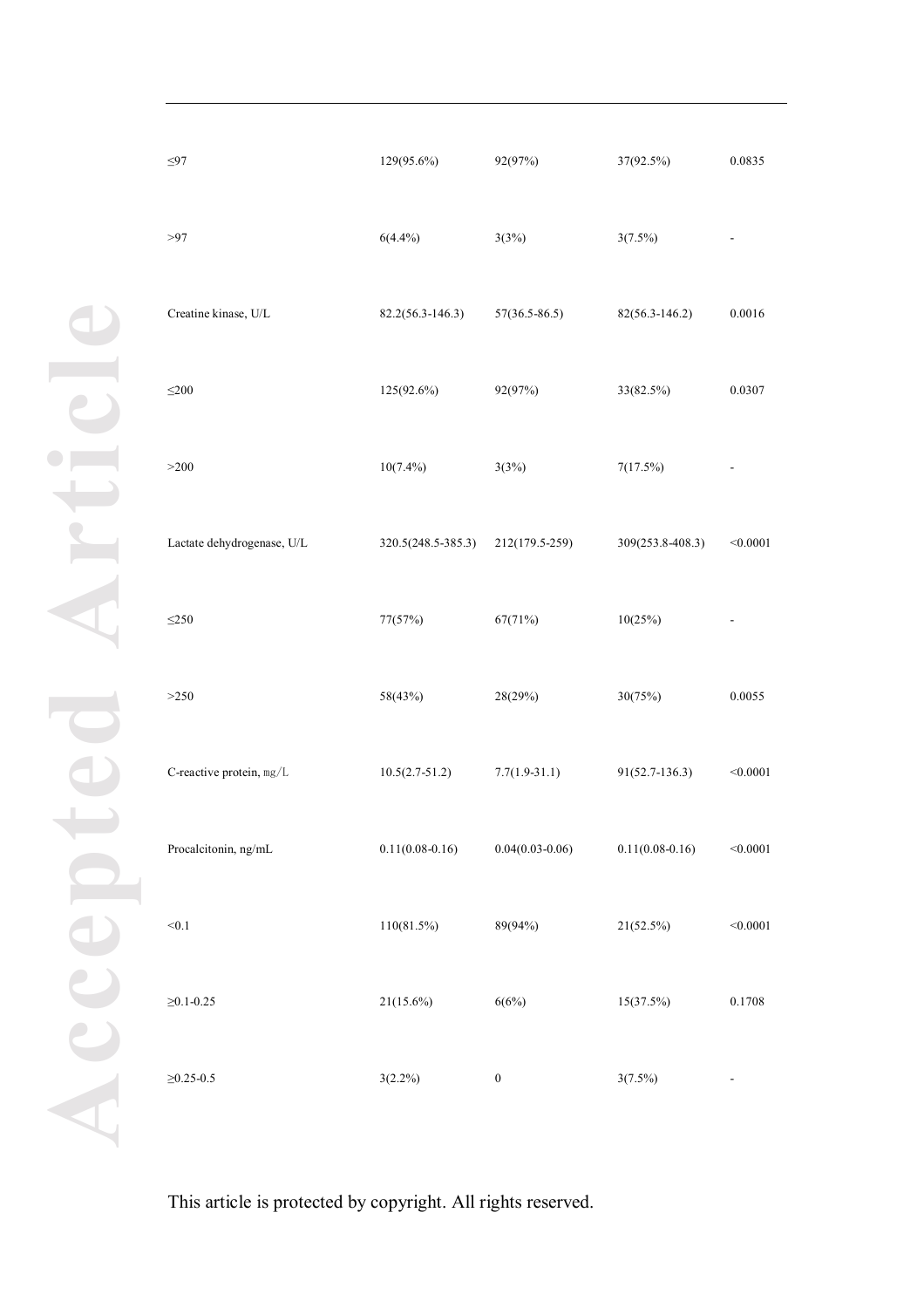| | | | | |
|---|---|---|---|---|
| ≤97 | 129(95.6%) | 92(97%) | 37(92.5%) | 0.0835 |
| >97 | 6(4.4%) | 3(3%) | 3(7.5%) | - |
| Creatine kinase, U/L | 82.2(56.3-146.3) | 57(36.5-86.5) | 82(56.3-146.2) | 0.0016 |
| ≤200 | 125(92.6%) | 92(97%) | 33(82.5%) | 0.0307 |
| >200 | 10(7.4%) | 3(3%) | 7(17.5%) | - |
| Lactate dehydrogenase, U/L | 320.5(248.5-385.3) | 212(179.5-259) | 309(253.8-408.3) | <0.0001 |
| ≤250 | 77(57%) | 67(71%) | 10(25%) | - |
| >250 | 58(43%) | 28(29%) | 30(75%) | 0.0055 |
| C-reactive protein, ㎎/L | 10.5(2.7-51.2) | 7.7(1.9-31.1) | 91(52.7-136.3) | <0.0001 |
| Procalcitonin, ng/mL | 0.11(0.08-0.16) | 0.04(0.03-0.06) | 0.11(0.08-0.16) | <0.0001 |
| <0.1 | 110(81.5%) | 89(94%) | 21(52.5%) | <0.0001 |
| ≥0.1-0.25 | 21(15.6%) | 6(6%) | 15(37.5%) | 0.1708 |
| ≥0.25-0.5 | 3(2.2%) | 0 | 3(7.5%) | - |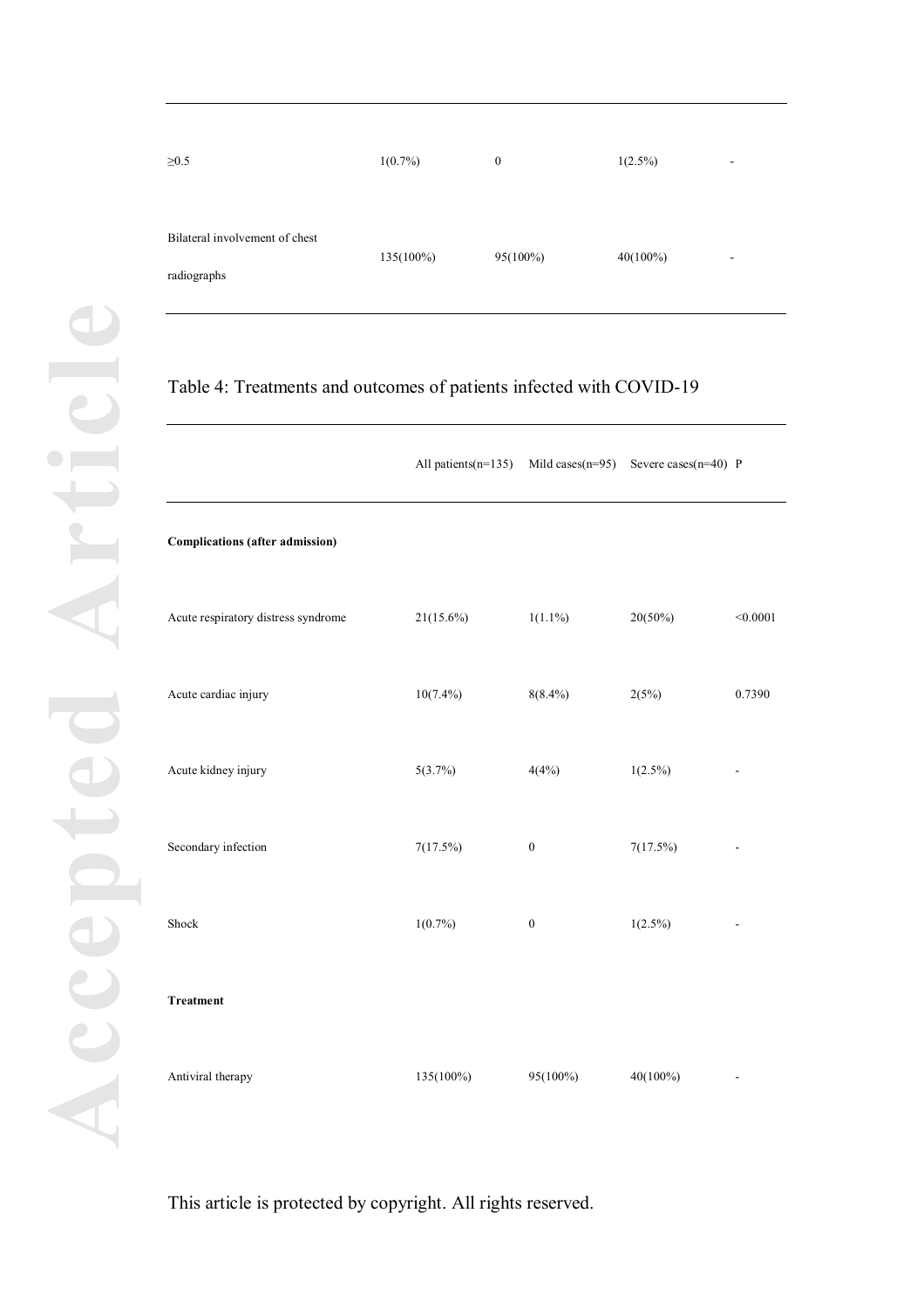| | | | | |
|---|---|---|---|---|
| ≥0.5 | 1(0.7%) | 0 | 1(2.5%) | - |
| Bilateral involvement of chest radiographs | 135(100%) | 95(100%) | 40(100%) | - |

Table 4: Treatments and outcomes of patients infected with COVID-19

| | All patients(n=135) | Mild cases(n=95) | Severe cases(n=40) | P |
|---|---|---|---|---|
| **Complications (after admission)** | | | | |
| Acute respiratory distress syndrome | 21(15.6%) | 1(1.1%) | 20(50%) | <0.0001 |
| Acute cardiac injury | 10(7.4%) | 8(8.4%) | 2(5%) | 0.7390 |
| Acute kidney injury | 5(3.7%) | 4(4%) | 1(2.5%) | - |
| Secondary infection | 7(17.5%) | 0 | 7(17.5%) | - |
| Shock | 1(0.7%) | 0 | 1(2.5%) | - |
| **Treatment** | | | | |
| Antiviral therapy | 135(100%) | 95(100%) | 40(100%) | - |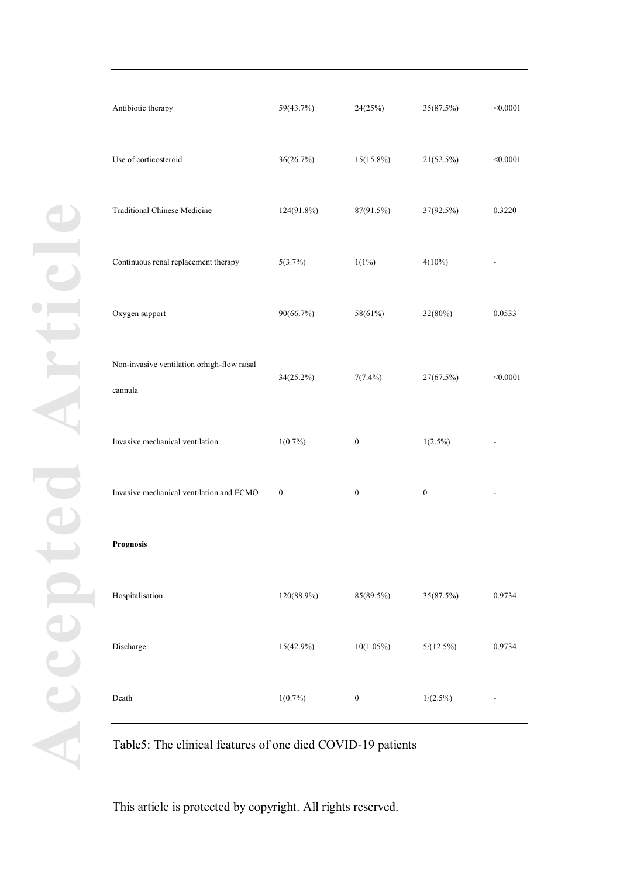| | | | | |
|---|---|---|---|---|
| Antibiotic therapy | 59(43.7%) | 24(25%) | 35(87.5%) | <0.0001 |
| Use of corticosteroid | 36(26.7%) | 15(15.8%) | 21(52.5%) | <0.0001 |
| Traditional Chinese Medicine | 124(91.8%) | 87(91.5%) | 37(92.5%) | 0.3220 |
| Continuous renal replacement therapy | 5(3.7%) | 1(1%) | 4(10%) | - |
| Oxygen support | 90(66.7%) | 58(61%) | 32(80%) | 0.0533 |
| Non-invasive ventilation orhigh-flow nasal cannula | 34(25.2%) | 7(7.4%) | 27(67.5%) | <0.0001 |
| Invasive mechanical ventilation | 1(0.7%) | 0 | 1(2.5%) | - |
| Invasive mechanical ventilation and ECMO | 0 | 0 | 0 | - |
| **Prognosis** | | | | |
| Hospitalisation | 120(88.9%) | 85(89.5%) | 35(87.5%) | 0.9734 |
| Discharge | 15(42.9%) | 10(1.05%) | 5/(12.5%) | 0.9734 |
| Death | 1(0.7%) | 0 | 1/(2.5%) | - |

Table5: The clinical features of one died COVID-19 patients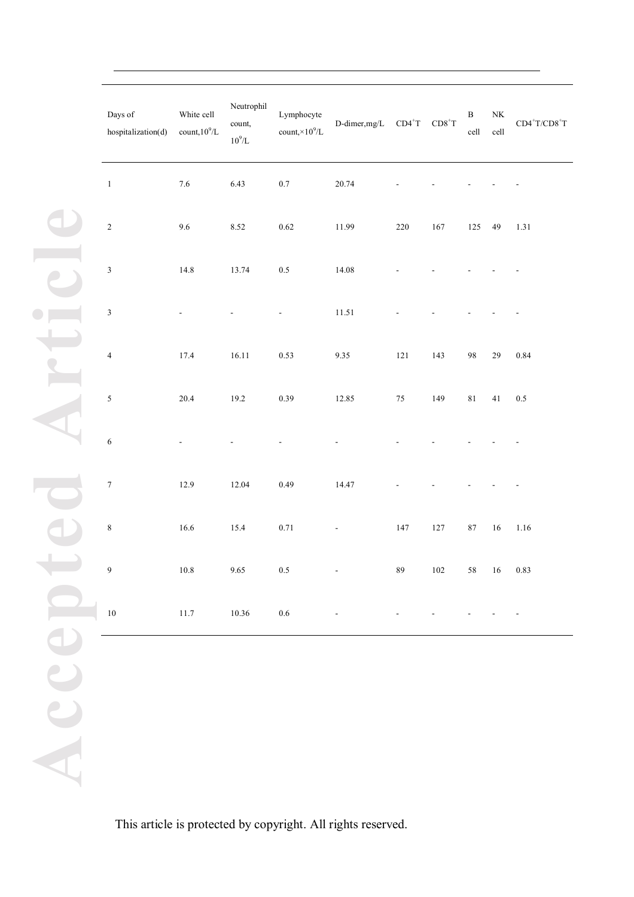| Days of hospitalization(d) | White cell count,$10^9$/L | Neutrophil count, $10^9$/L | Lymphocyte count,$\times10^9$/L | D-dimer,mg/L | $CD4^+T$ | $CD8^+T$ | B cell | NK cell | $CD4^+T/CD8^+T$ |
|---|---|---|---|---|---|---|---|---|---|
| 1 | 7.6 | 6.43 | 0.7 | 20.74 | - | - | - | - | - |
| 2 | 9.6 | 8.52 | 0.62 | 11.99 | 220 | 167 | 125 | 49 | 1.31 |
| 3 | 14.8 | 13.74 | 0.5 | 14.08 | - | - | - | - | - |
| 3 | - | - | - | 11.51 | - | - | - | - | - |
| 4 | 17.4 | 16.11 | 0.53 | 9.35 | 121 | 143 | 98 | 29 | 0.84 |
| 5 | 20.4 | 19.2 | 0.39 | 12.85 | 75 | 149 | 81 | 41 | 0.5 |
| 6 | - | - | - | - | - | - | - | - | - |
| 7 | 12.9 | 12.04 | 0.49 | 14.47 | - | - | - | - | - |
| 8 | 16.6 | 15.4 | 0.71 | - | 147 | 127 | 87 | 16 | 1.16 |
| 9 | 10.8 | 9.65 | 0.5 | - | 89 | 102 | 58 | 16 | 0.83 |
| 10 | 11.7 | 10.36 | 0.6 | - | - | - | - | - | - |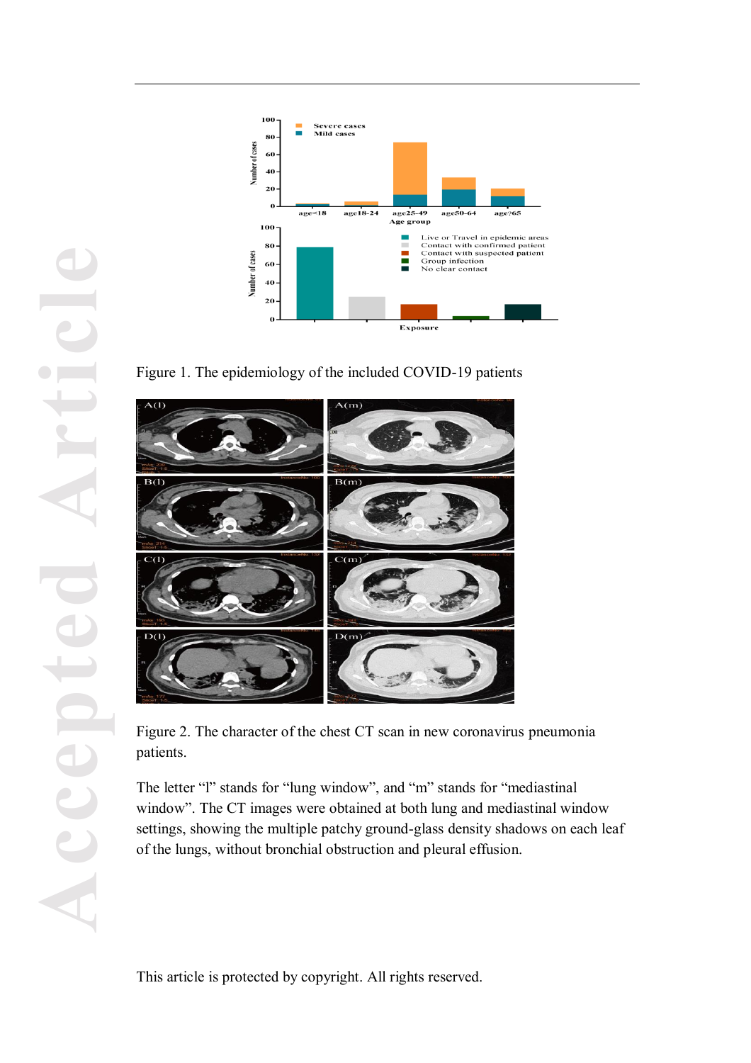100
80
60
40
20
0

Severe cases
Mild cases

Number of cases

age<18
age18-24
age25-49
age50-64
age?65
Age group

100
80
60
40
20
0

Number of cases

Live or Travel in epidemic areas
Contact with confirmed patient
Contact with suspected patient
Group infection
No clear contact

Exposure

Figure 1. The epidemiology of the included COVID-19 patients

A(l)
A(m)
B(l)
B(m)
C(l)
C(m)
D(l)
D(m)

Figure 2. The character of the chest CT scan in new coronavirus pneumonia patients.

The letter "l" stands for "lung window", and "m" stands for "mediastinal window". The CT images were obtained at both lung and mediastinal window settings, showing the multiple patchy ground-glass density shadows on each leaf of the lungs, without bronchial obstruction and pleural effusion.